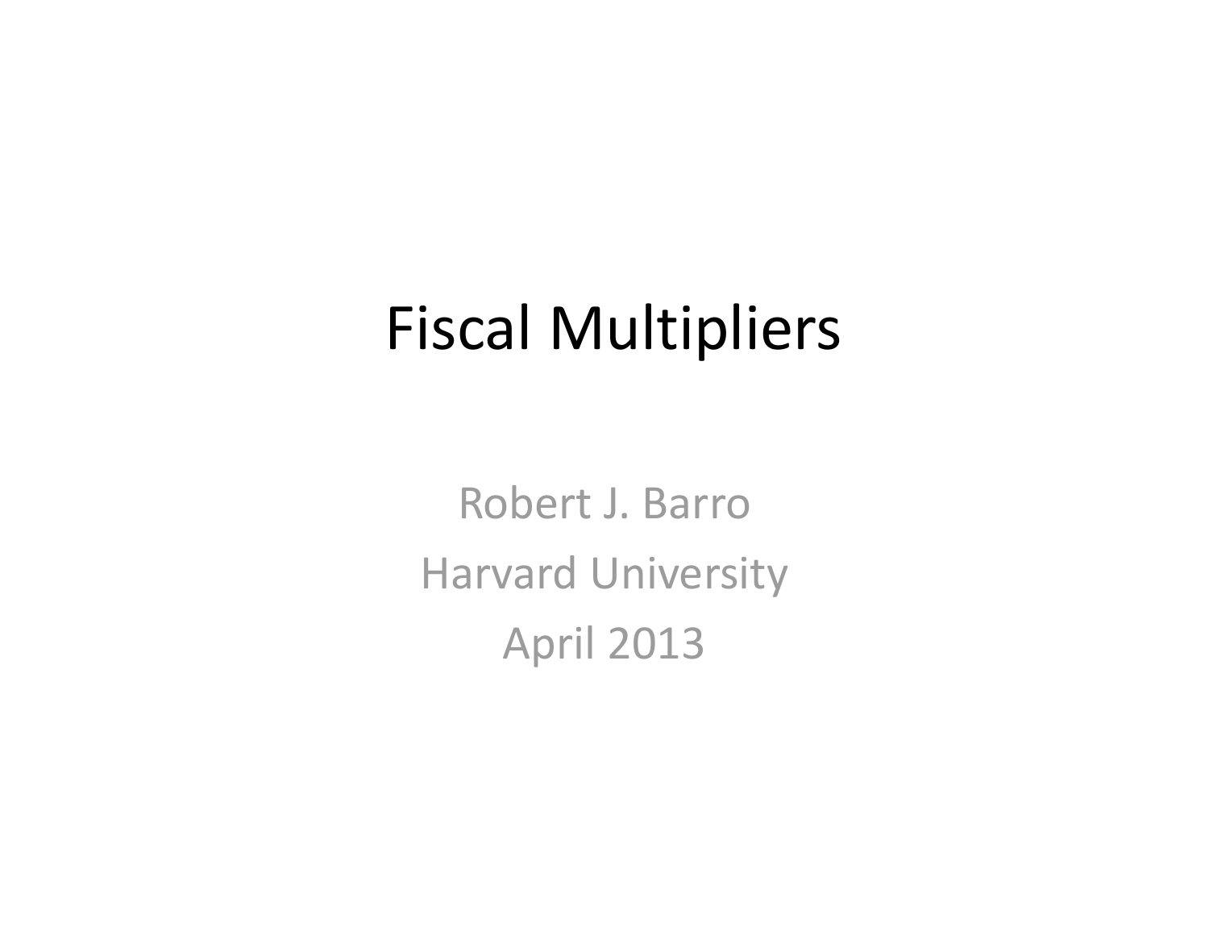# Fiscal Multipliers

Robert J. Barro

Harvard University

April 2013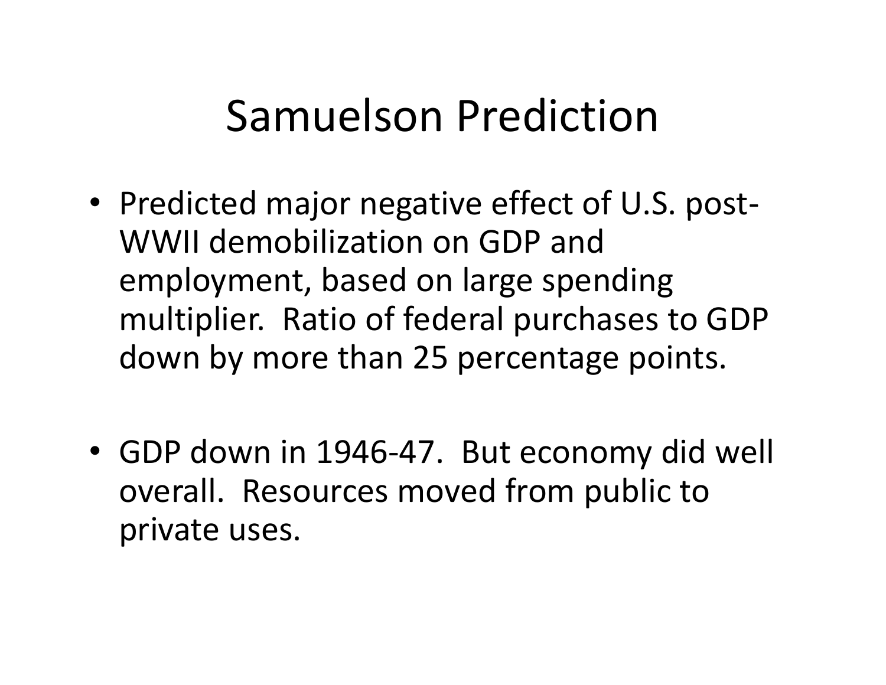# Samuelson Prediction

- Predicted major negative effect of U.S. post-WWII demobilization on GDP and employment, based on large spending multiplier. Ratio of federal purchases to GDP down by more than 25 percentage points.

- GDP down in 1946-47. But economy did well overall. Resources moved from public to private uses.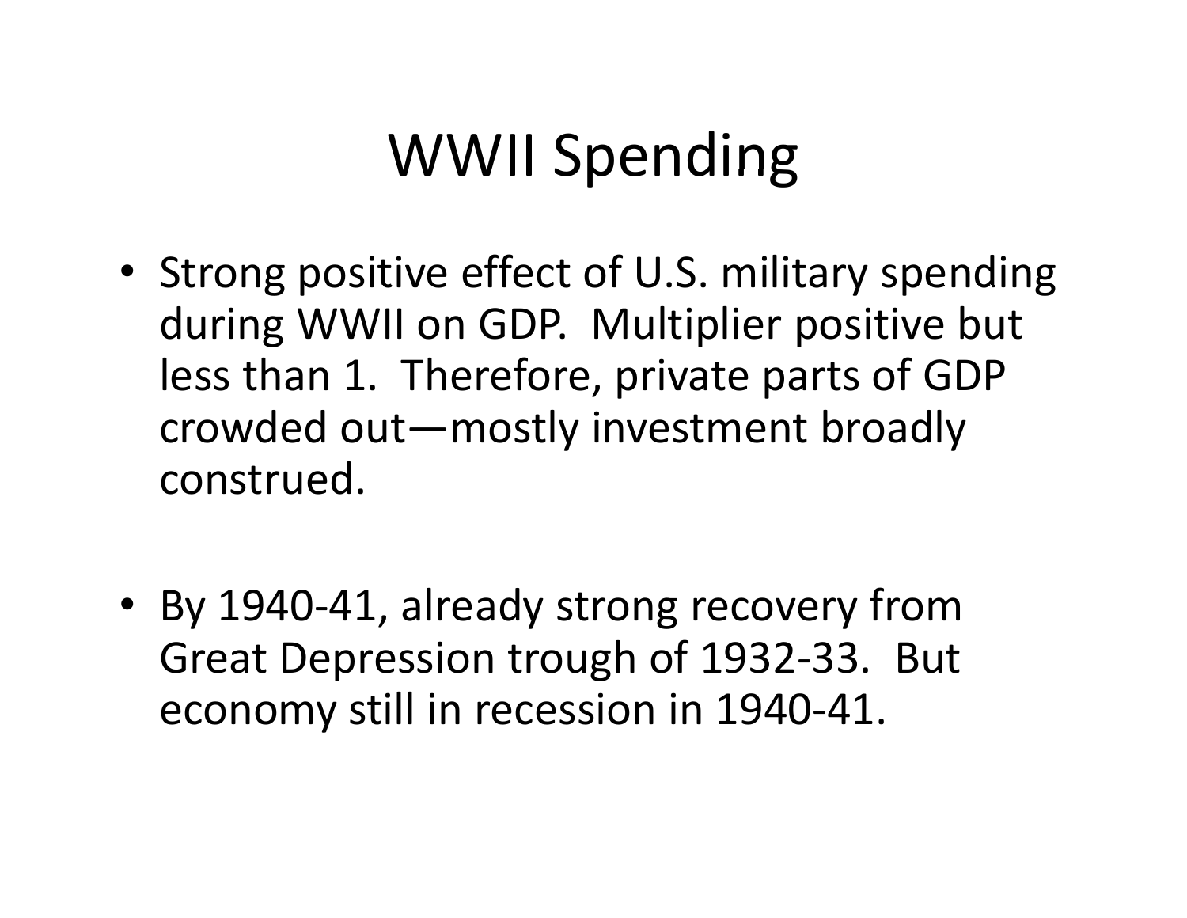# WWII Spending

- Strong positive effect of U.S. military spending during WWII on GDP. Multiplier positive but less than 1. Therefore, private parts of GDP crowded out—mostly investment broadly construed.

- By 1940-41, already strong recovery from Great Depression trough of 1932-33. But economy still in recession in 1940-41.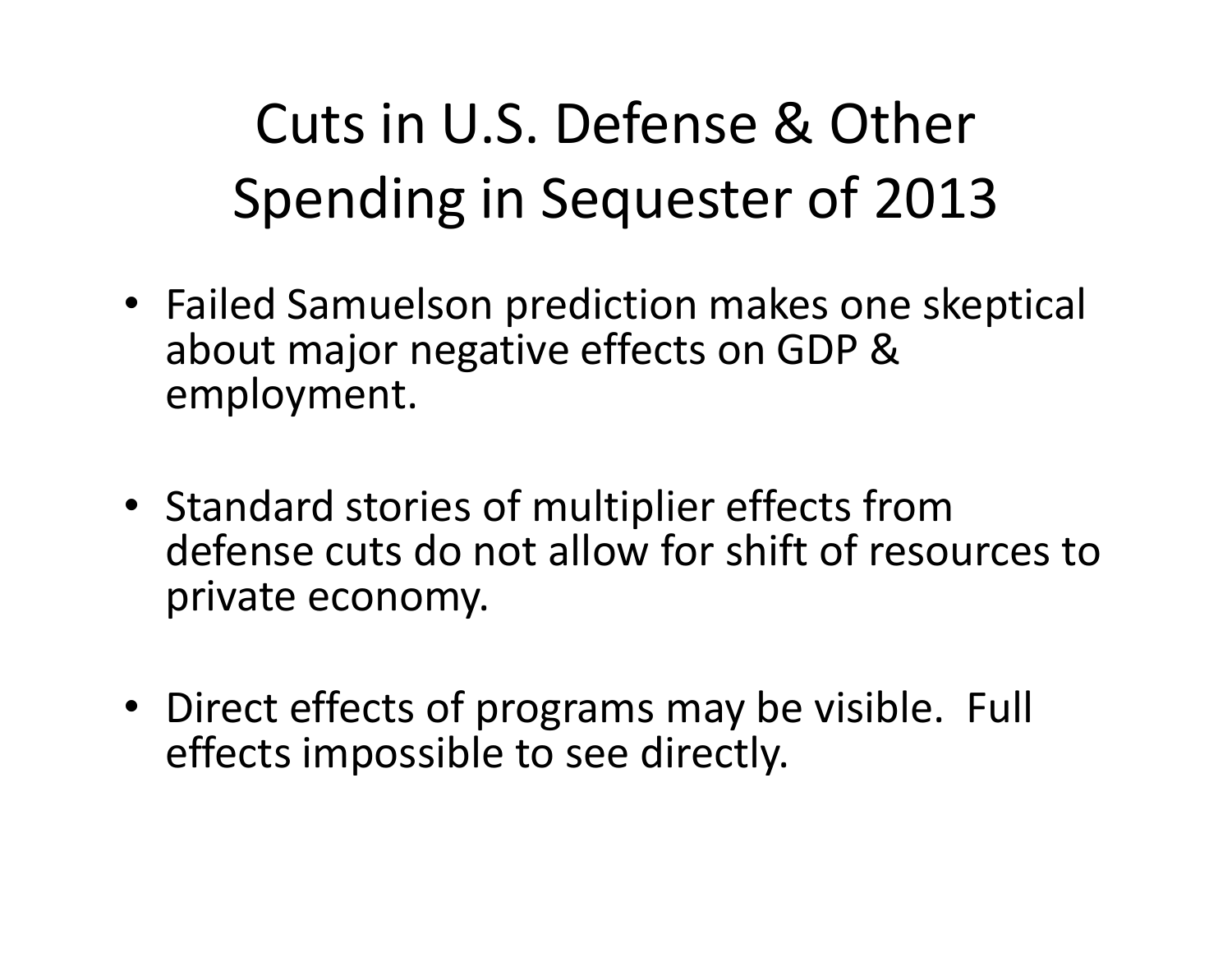# Cuts in U.S. Defense & Other Spending in Sequester of 2013

- Failed Samuelson prediction makes one skeptical about major negative effects on GDP & employment.
- Standard stories of multiplier effects from defense cuts do not allow for shift of resources to private economy.
- Direct effects of programs may be visible. Full effects impossible to see directly.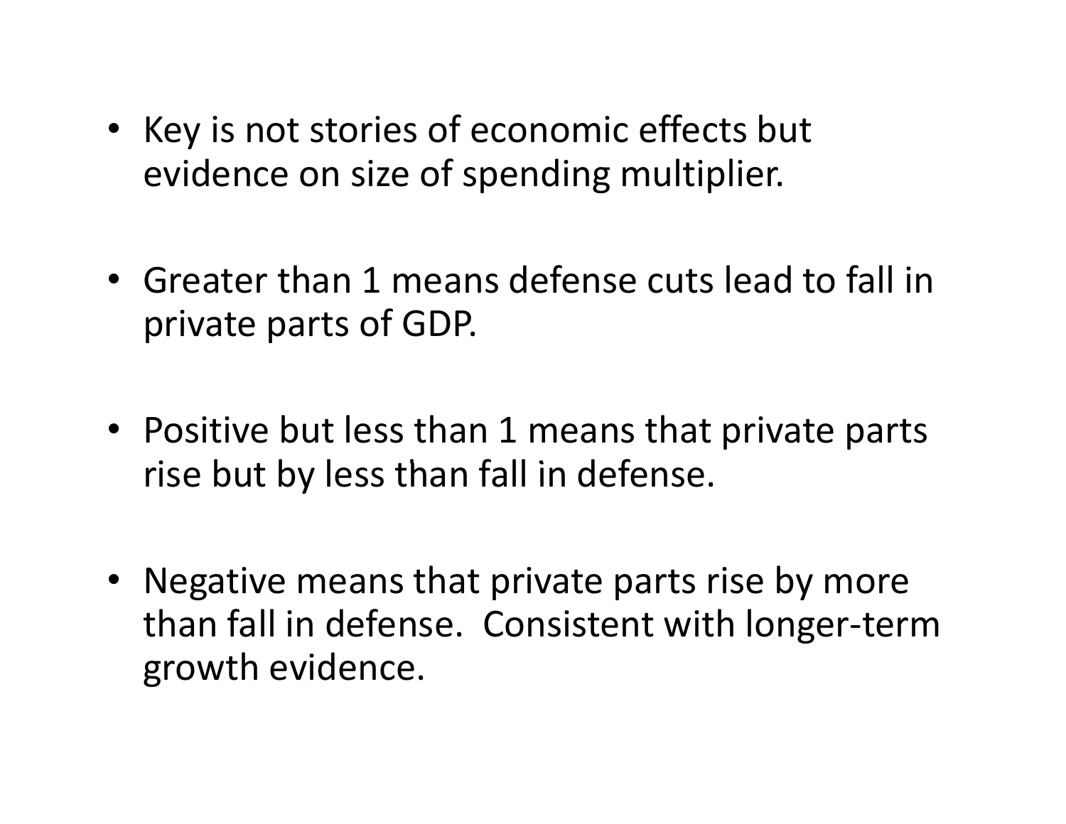- Key is not stories of economic effects but evidence on size of spending multiplier.

- Greater than 1 means defense cuts lead to fall in private parts of GDP.

- Positive but less than 1 means that private parts rise but by less than fall in defense.

- Negative means that private parts rise by more than fall in defense. Consistent with longer-term growth evidence.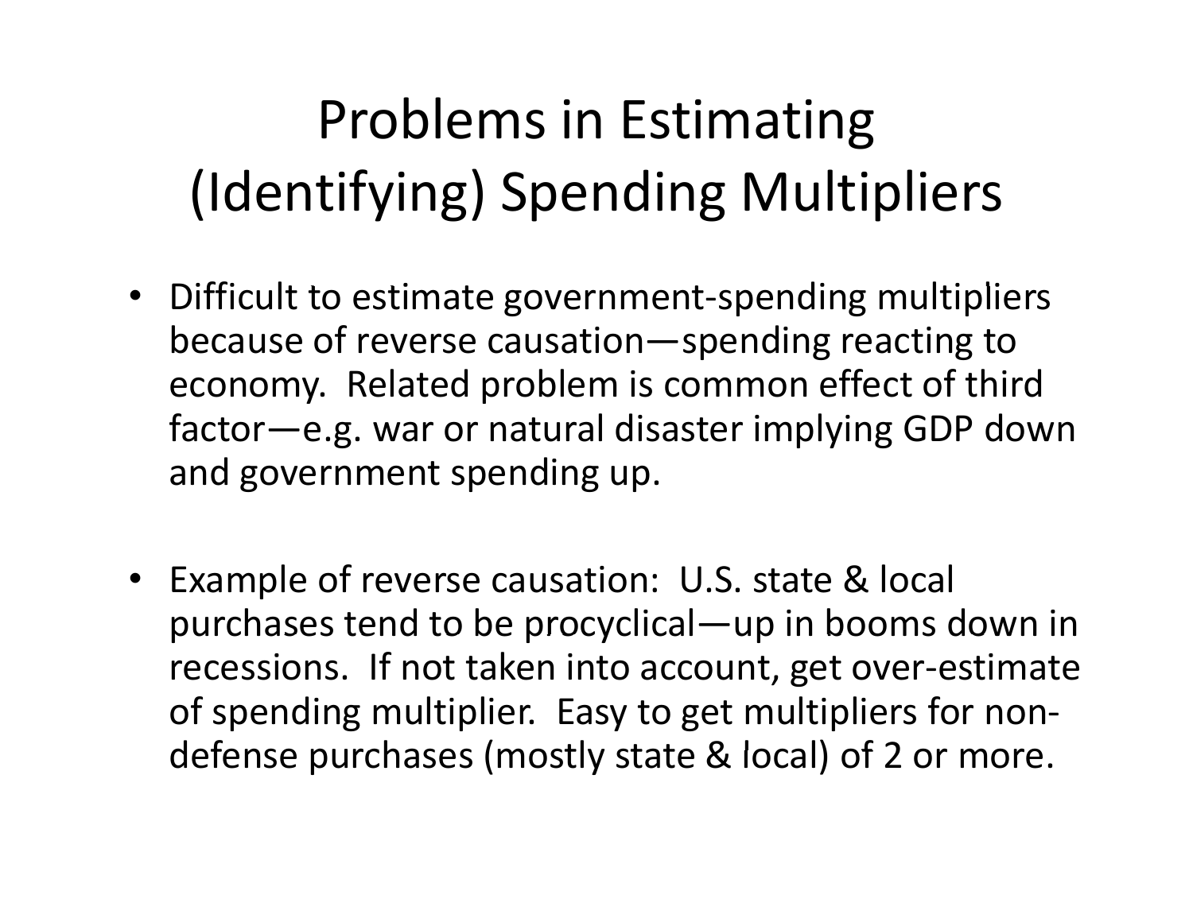# Problems in Estimating (Identifying) Spending Multipliers

- Difficult to estimate government-spending multipliers because of reverse causation—spending reacting to economy. Related problem is common effect of third factor—e.g. war or natural disaster implying GDP down and government spending up.

- Example of reverse causation: U.S. state & local purchases tend to be procyclical—up in booms down in recessions. If not taken into account, get over-estimate of spending multiplier. Easy to get multipliers for non-defense purchases (mostly state & local) of 2 or more.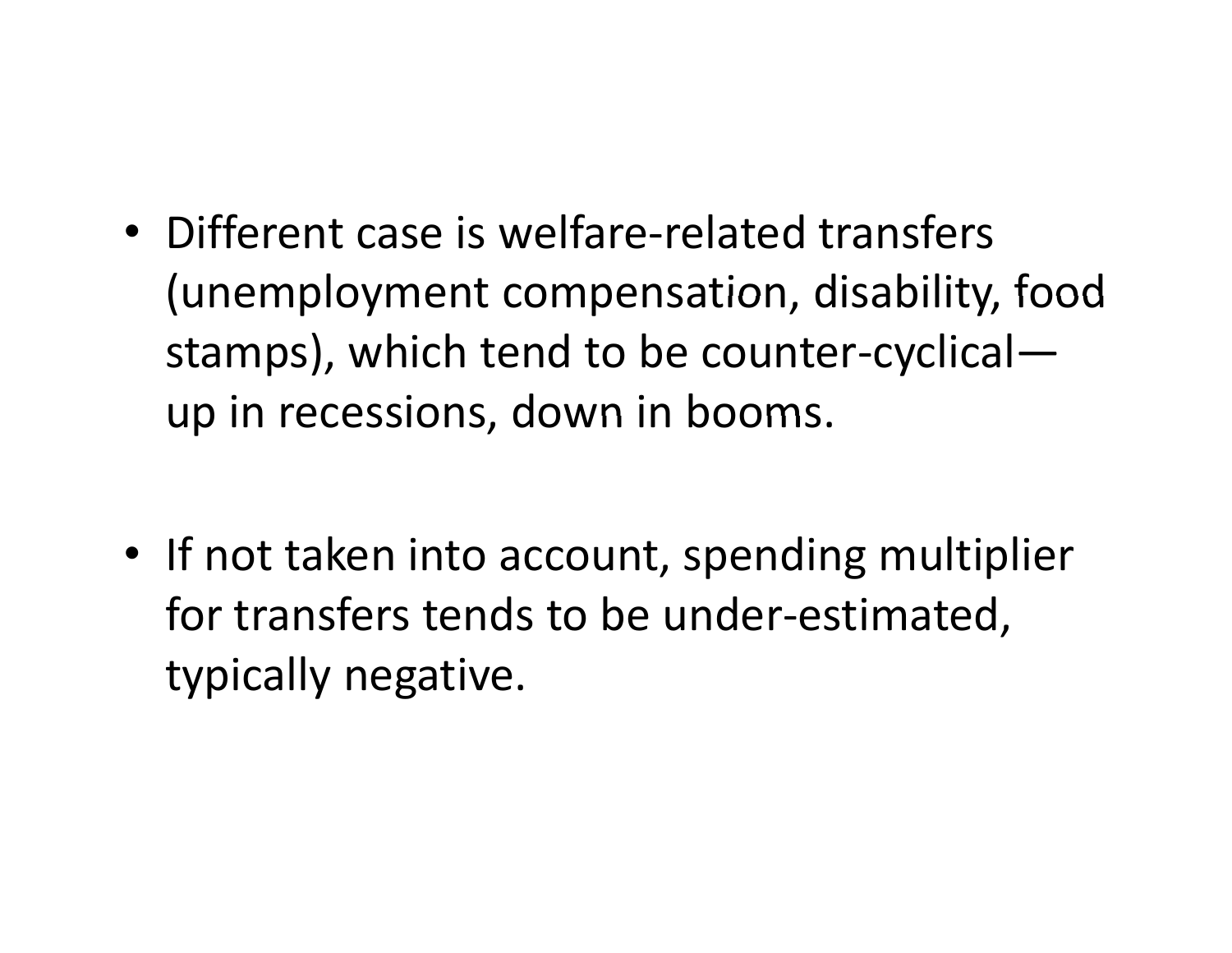- Different case is welfare-related transfers (unemployment compensation, disability, food stamps), which tend to be counter-cyclical—up in recessions, down in booms.

- If not taken into account, spending multiplier for transfers tends to be under-estimated, typically negative.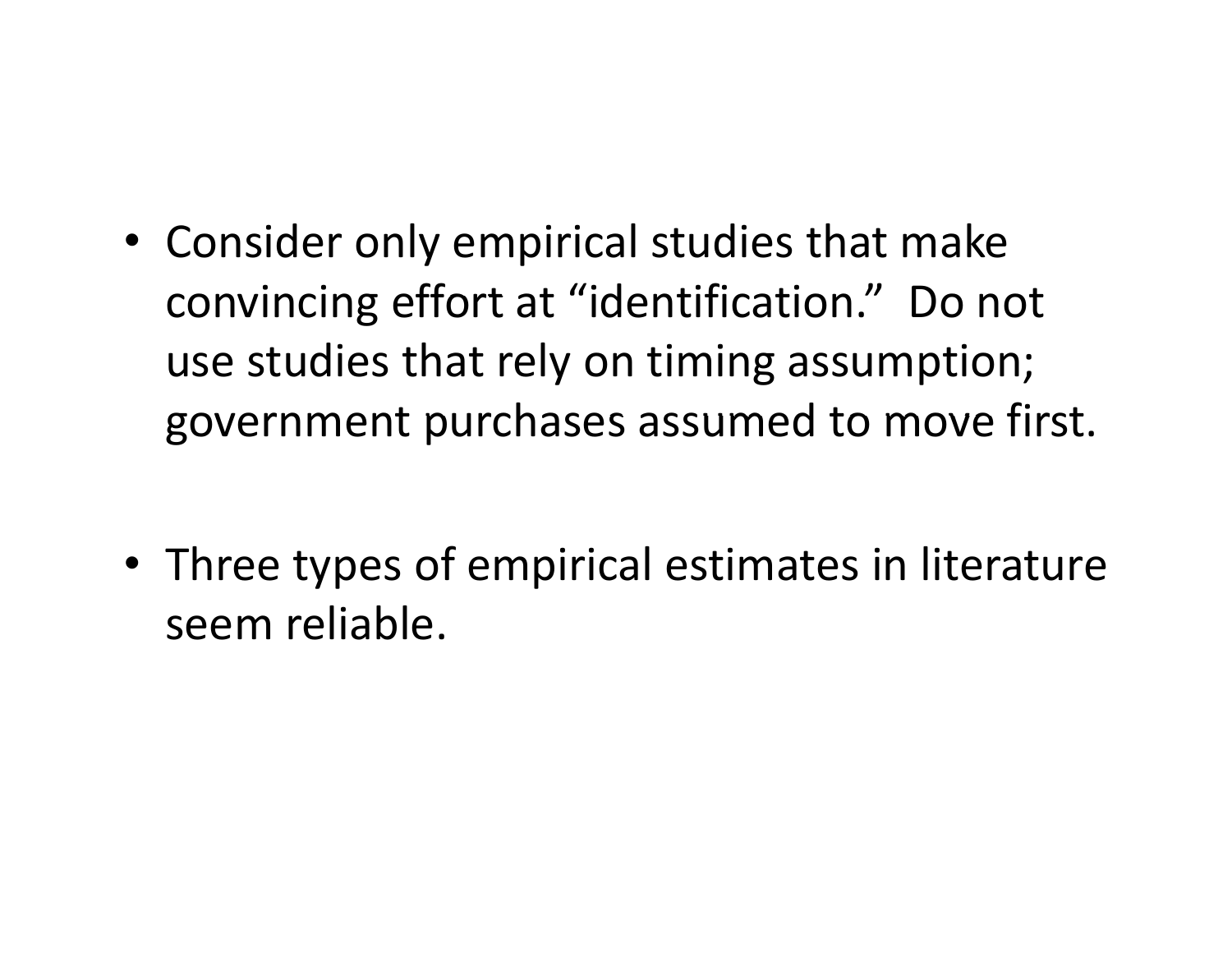- Consider only empirical studies that make convincing effort at “identification.” Do not use studies that rely on timing assumption; government purchases assumed to move first.

- Three types of empirical estimates in literature seem reliable.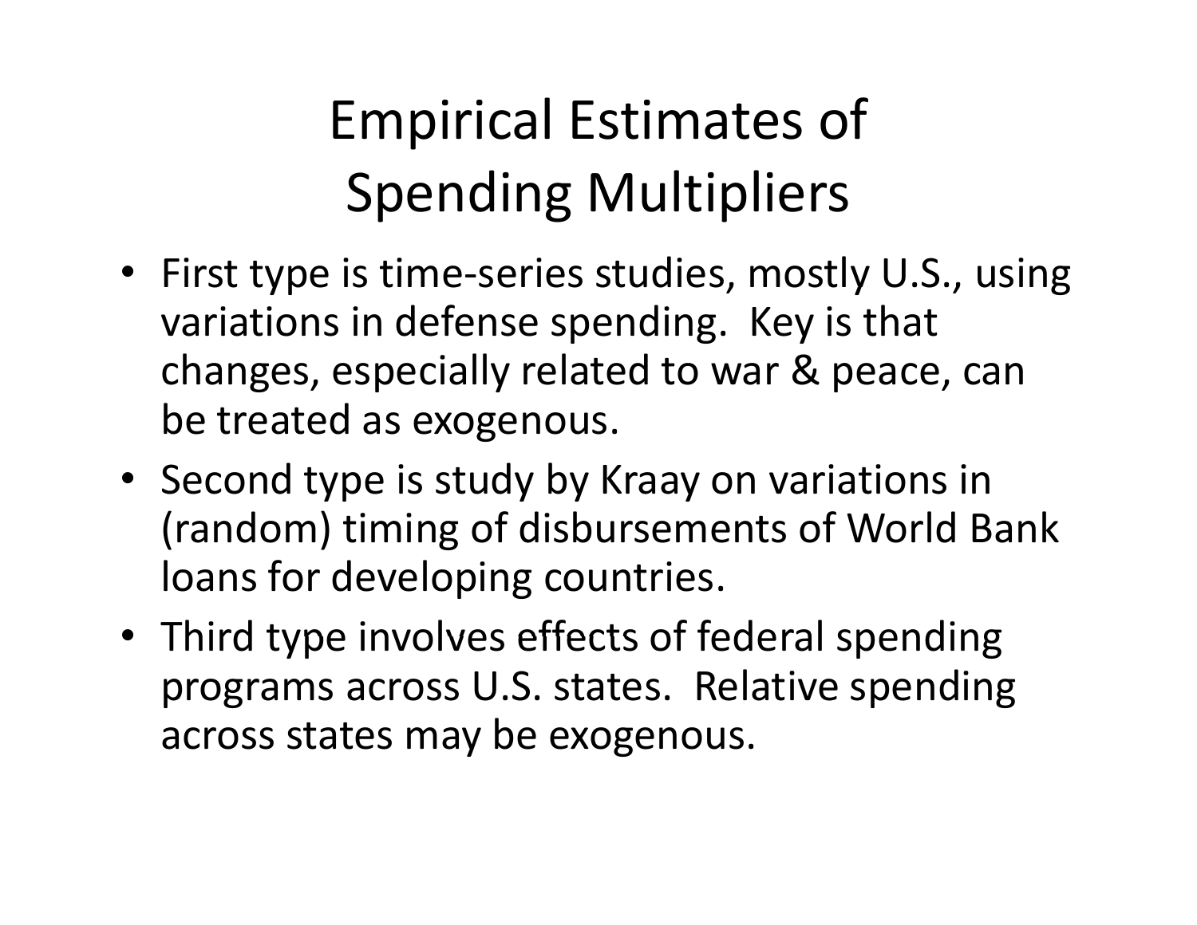# Empirical Estimates of Spending Multipliers

- First type is time-series studies, mostly U.S., using variations in defense spending. Key is that changes, especially related to war & peace, can be treated as exogenous.
- Second type is study by Kraay on variations in (random) timing of disbursements of World Bank loans for developing countries.
- Third type involves effects of federal spending programs across U.S. states. Relative spending across states may be exogenous.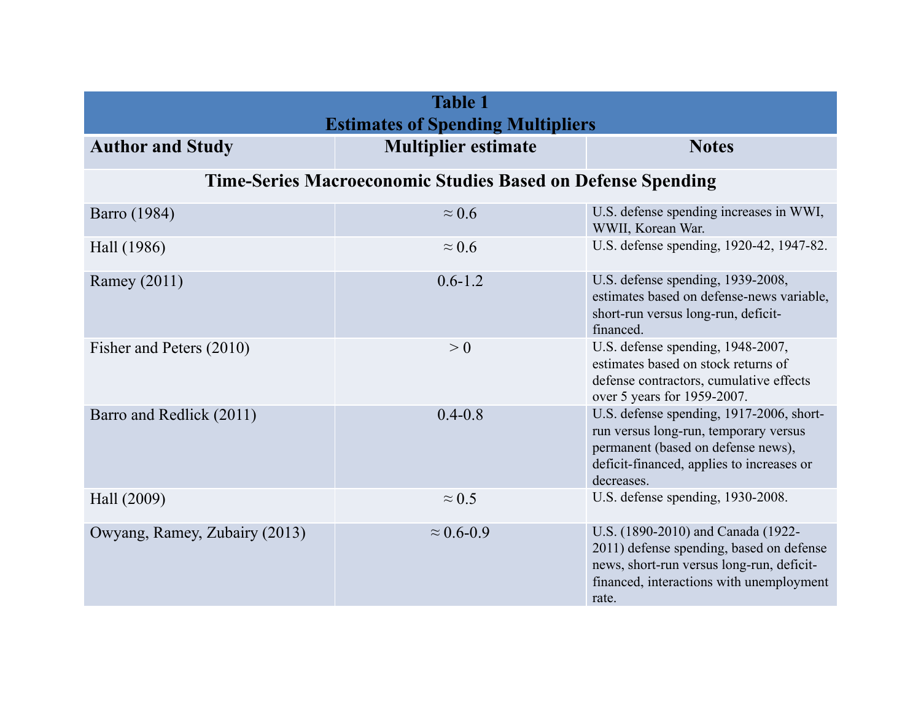**Table 1**
**Estimates of Spending Multipliers**

| Author and Study | Multiplier estimate | Notes |
|---|---|---|
| **Time-Series Macroeconomic Studies Based on Defense Spending** | | |
| Barro (1984) | ≈ 0.6 | U.S. defense spending increases in WWI, WWII, Korean War. |
| Hall (1986) | ≈ 0.6 | U.S. defense spending, 1920-42, 1947-82. |
| Ramey (2011) | 0.6-1.2 | U.S. defense spending, 1939-2008, estimates based on defense-news variable, short-run versus long-run, deficit-financed. |
| Fisher and Peters (2010) | > 0 | U.S. defense spending, 1948-2007, estimates based on stock returns of defense contractors, cumulative effects over 5 years for 1959-2007. |
| Barro and Redlick (2011) | 0.4-0.8 | U.S. defense spending, 1917-2006, short-run versus long-run, temporary versus permanent (based on defense news), deficit-financed, applies to increases or decreases. |
| Hall (2009) | ≈ 0.5 | U.S. defense spending, 1930-2008. |
| Owyang, Ramey, Zubairy (2013) | ≈ 0.6-0.9 | U.S. (1890-2010) and Canada (1922-2011) defense spending, based on defense news, short-run versus long-run, deficit-financed, interactions with unemployment rate. |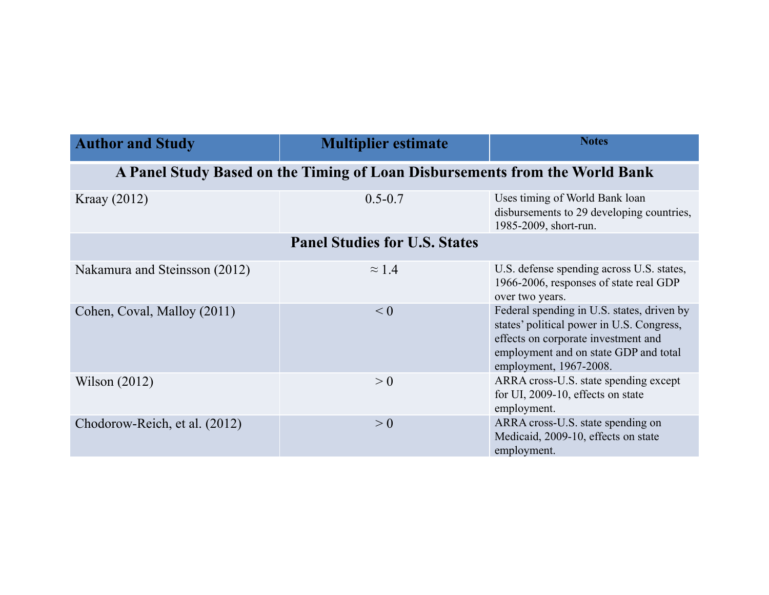| Author and Study | Multiplier estimate | Notes |
| --- | --- | --- |
| **A Panel Study Based on the Timing of Loan Disbursements from the World Bank** | | |
| Kraay (2012) | 0.5-0.7 | Uses timing of World Bank loan disbursements to 29 developing countries, 1985-2009, short-run. |
| **Panel Studies for U.S. States** | | |
| Nakamura and Steinsson (2012) | ≈ 1.4 | U.S. defense spending across U.S. states, 1966-2006, responses of state real GDP over two years. |
| Cohen, Coval, Malloy (2011) | < 0 | Federal spending in U.S. states, driven by states' political power in U.S. Congress, effects on corporate investment and employment and on state GDP and total employment, 1967-2008. |
| Wilson (2012) | > 0 | ARRA cross-U.S. state spending except for UI, 2009-10, effects on state employment. |
| Chodorow-Reich, et al. (2012) | > 0 | ARRA cross-U.S. state spending on Medicaid, 2009-10, effects on state employment. |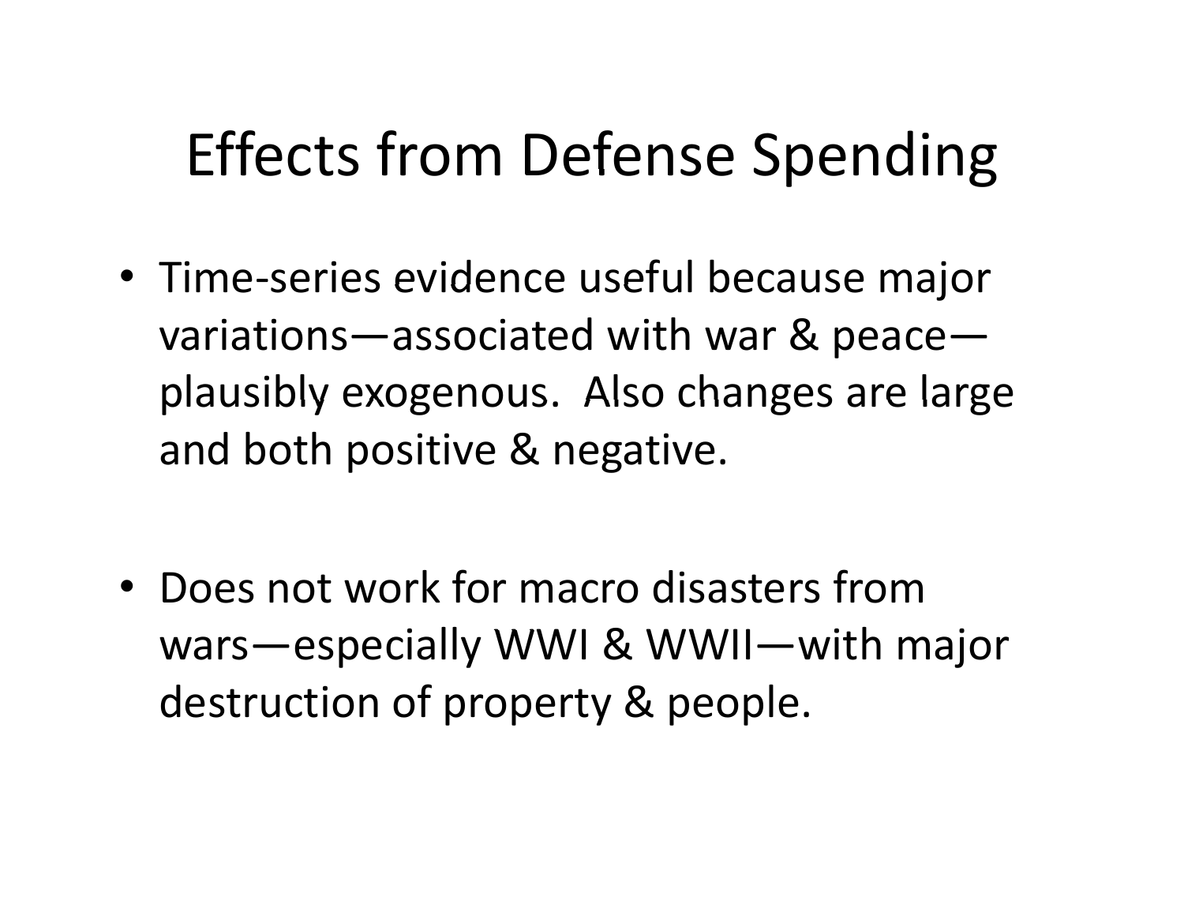# Effects from Defense Spending

- Time-series evidence useful because major variations—associated with war & peace—plausibly exogenous. Also changes are large and both positive & negative.

- Does not work for macro disasters from wars—especially WWI & WWII—with major destruction of property & people.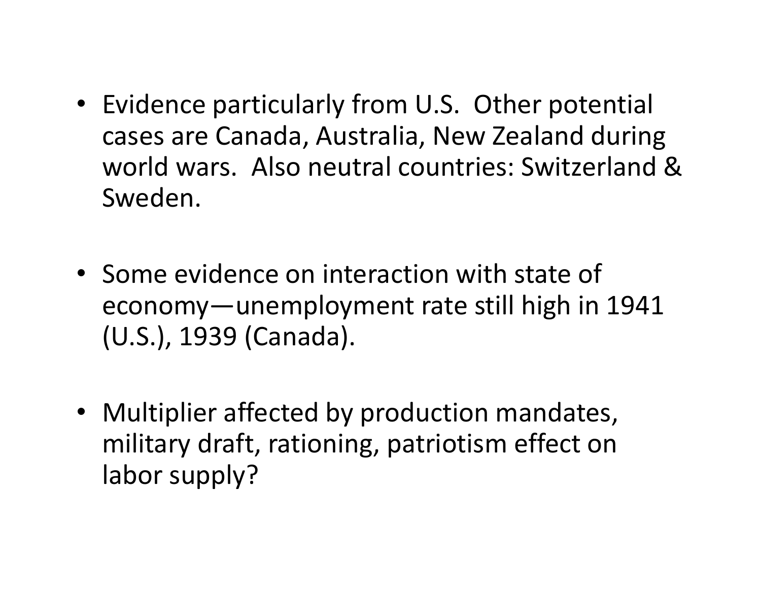- Evidence particularly from U.S. Other potential cases are Canada, Australia, New Zealand during world wars. Also neutral countries: Switzerland & Sweden.

- Some evidence on interaction with state of economy—unemployment rate still high in 1941 (U.S.), 1939 (Canada).

- Multiplier affected by production mandates, military draft, rationing, patriotism effect on labor supply?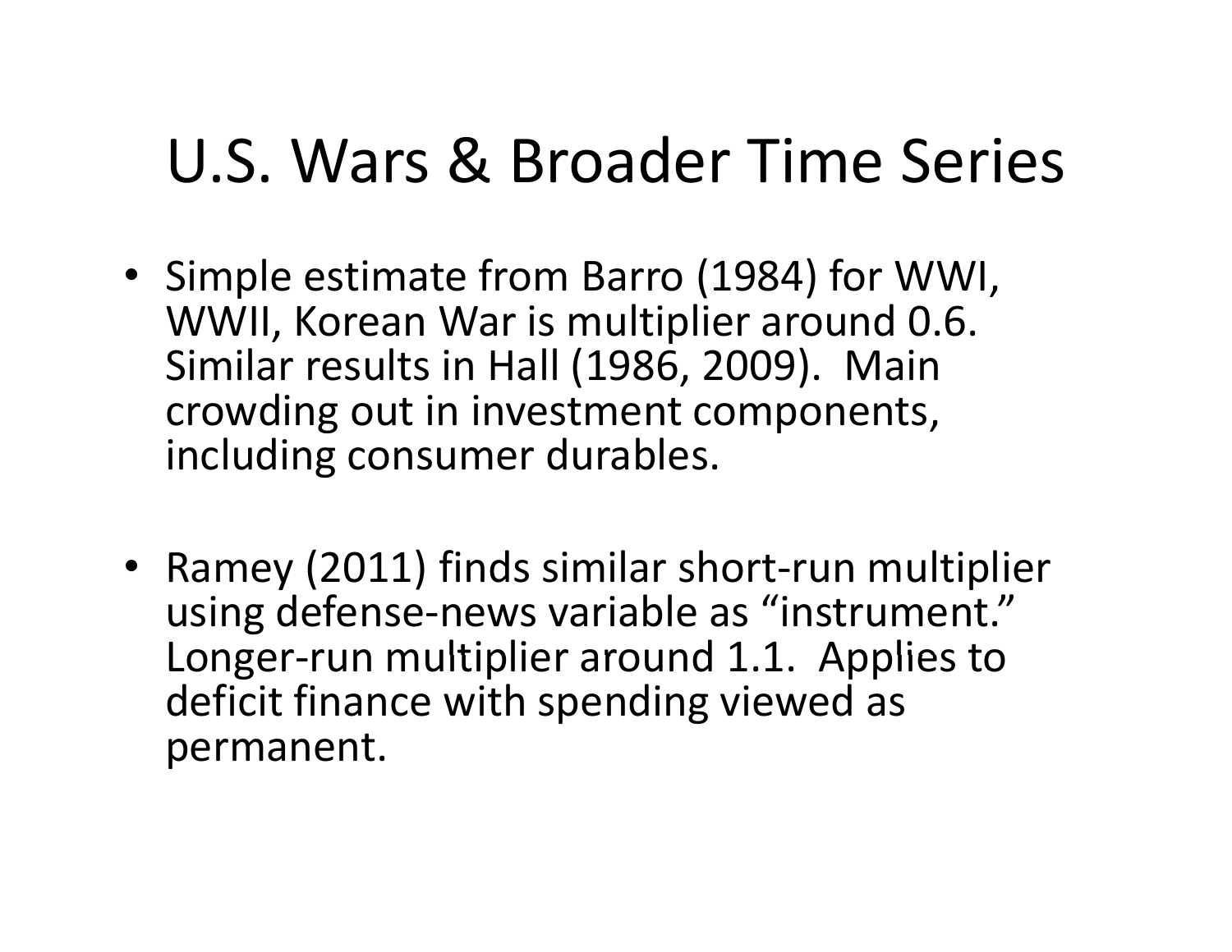# U.S. Wars & Broader Time Series

- Simple estimate from Barro (1984) for WWI, WWII, Korean War is multiplier around 0.6. Similar results in Hall (1986, 2009). Main crowding out in investment components, including consumer durables.

- Ramey (2011) finds similar short-run multiplier using defense-news variable as "instrument." Longer-run multiplier around 1.1. Applies to deficit finance with spending viewed as permanent.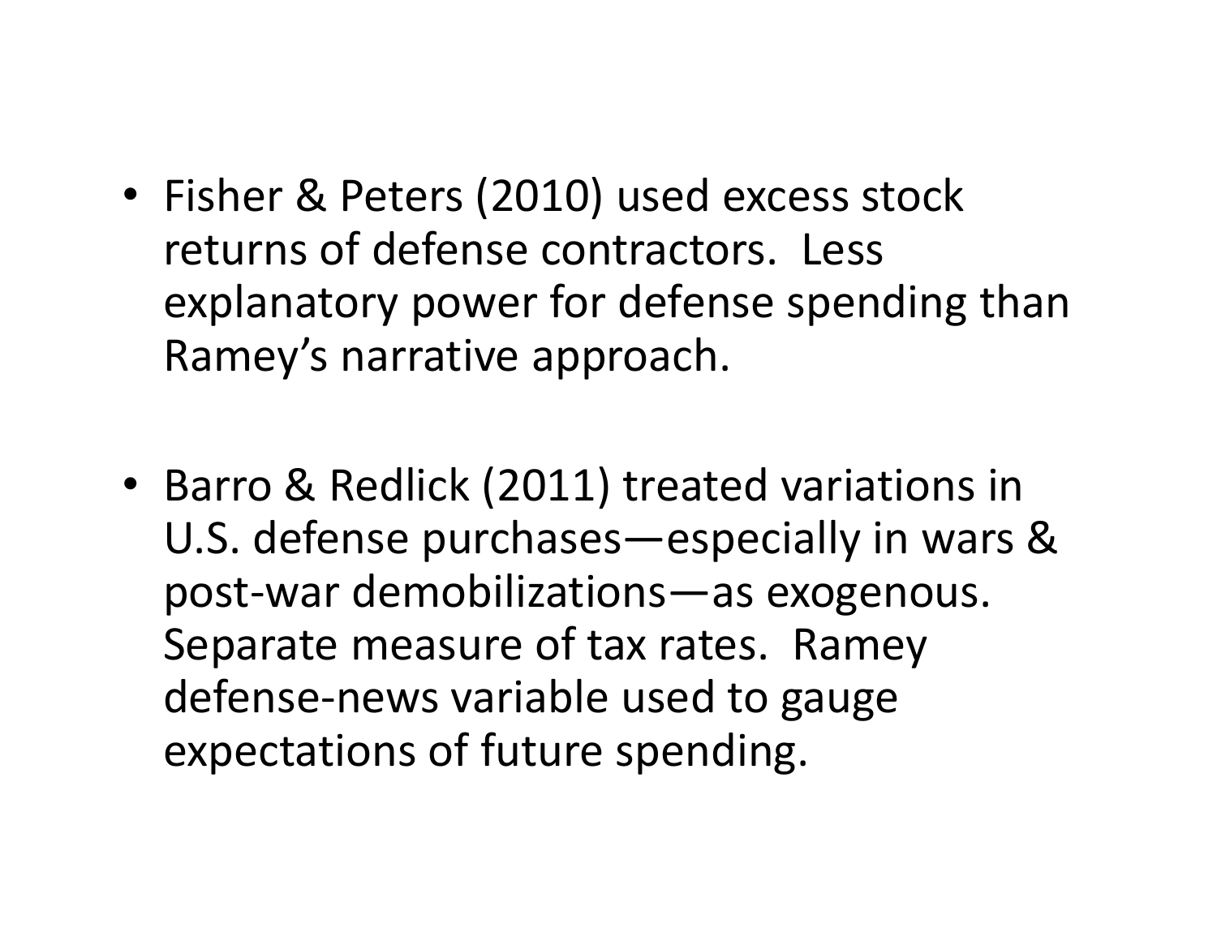- Fisher & Peters (2010) used excess stock returns of defense contractors. Less explanatory power for defense spending than Ramey's narrative approach.

- Barro & Redlick (2011) treated variations in U.S. defense purchases—especially in wars & post-war demobilizations—as exogenous. Separate measure of tax rates. Ramey defense-news variable used to gauge expectations of future spending.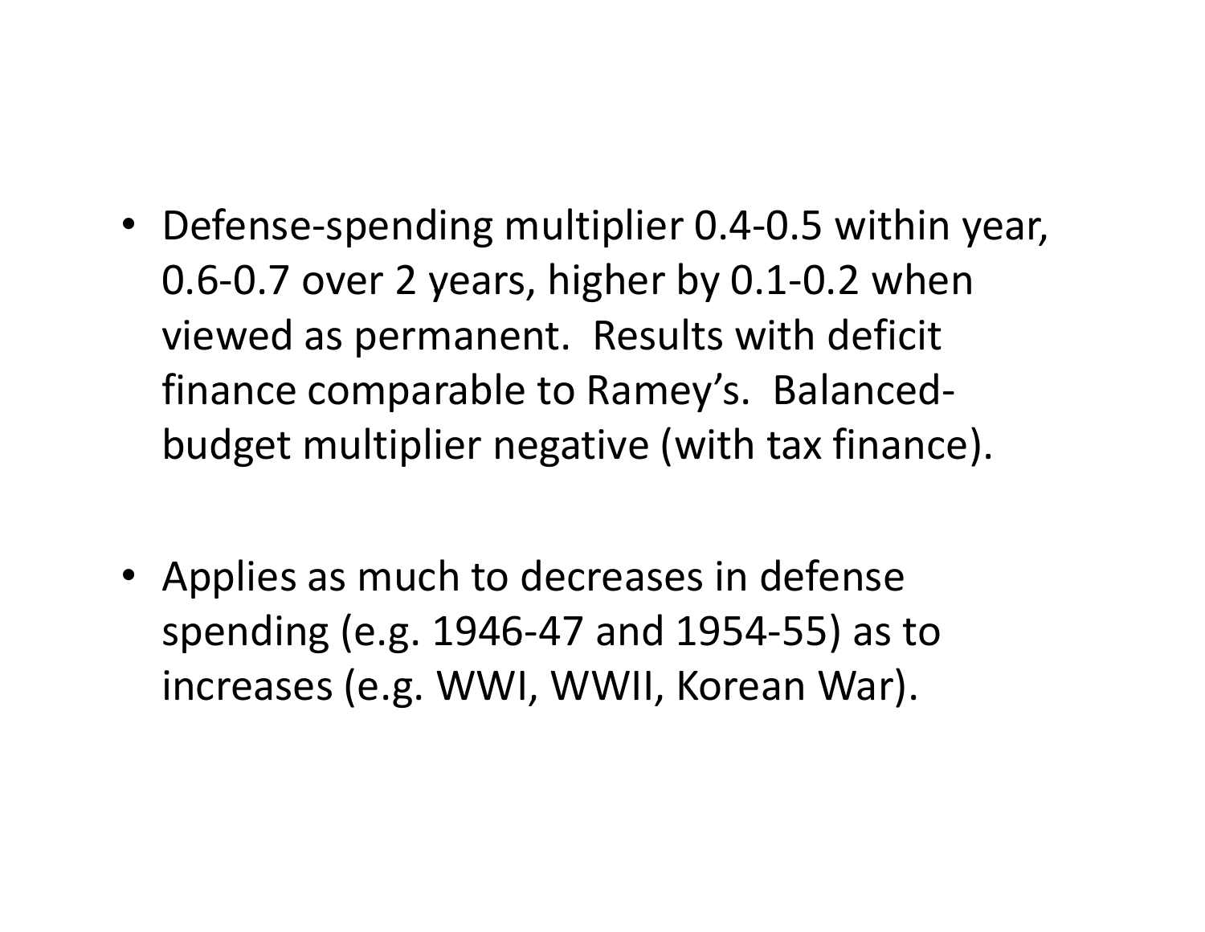- Defense-spending multiplier 0.4-0.5 within year, 0.6-0.7 over 2 years, higher by 0.1-0.2 when viewed as permanent. Results with deficit finance comparable to Ramey's. Balanced-budget multiplier negative (with tax finance).

- Applies as much to decreases in defense spending (e.g. 1946-47 and 1954-55) as to increases (e.g. WWI, WWII, Korean War).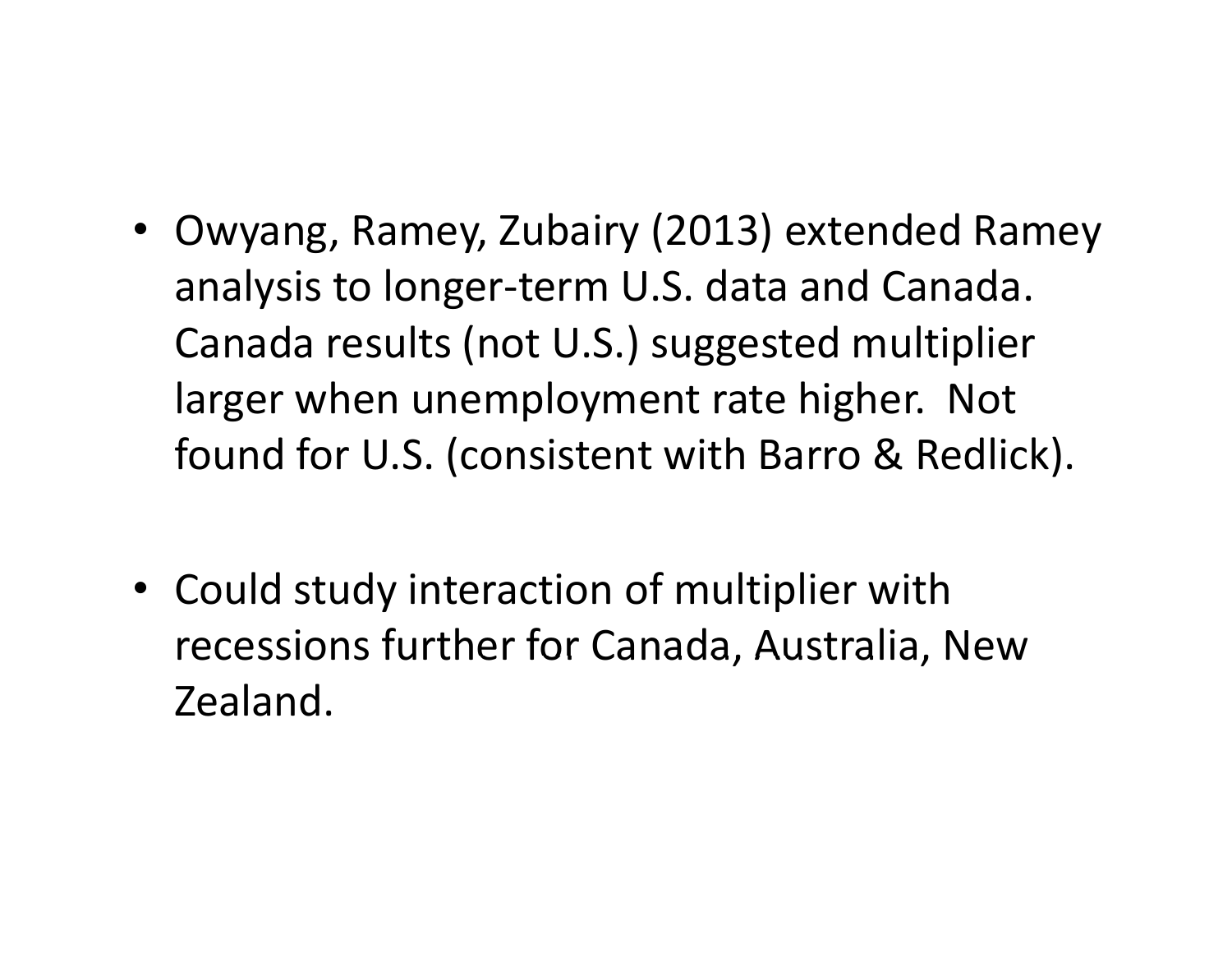- Owyang, Ramey, Zubairy (2013) extended Ramey analysis to longer-term U.S. data and Canada. Canada results (not U.S.) suggested multiplier larger when unemployment rate higher. Not found for U.S. (consistent with Barro & Redlick).

- Could study interaction of multiplier with recessions further for Canada, Australia, New Zealand.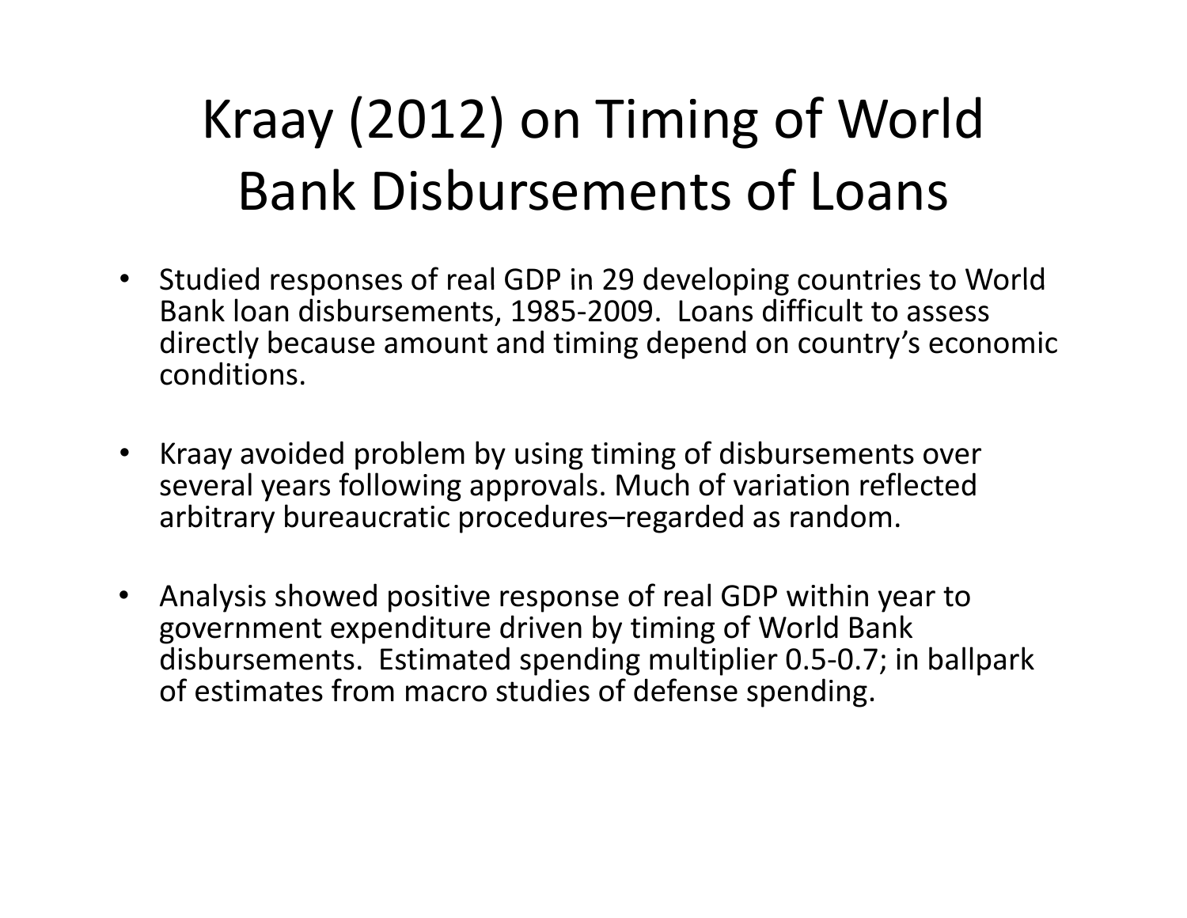# Kraay (2012) on Timing of World Bank Disbursements of Loans

- Studied responses of real GDP in 29 developing countries to World Bank loan disbursements, 1985-2009. Loans difficult to assess directly because amount and timing depend on country's economic conditions.

- Kraay avoided problem by using timing of disbursements over several years following approvals. Much of variation reflected arbitrary bureaucratic procedures–regarded as random.

- Analysis showed positive response of real GDP within year to government expenditure driven by timing of World Bank disbursements. Estimated spending multiplier 0.5-0.7; in ballpark of estimates from macro studies of defense spending.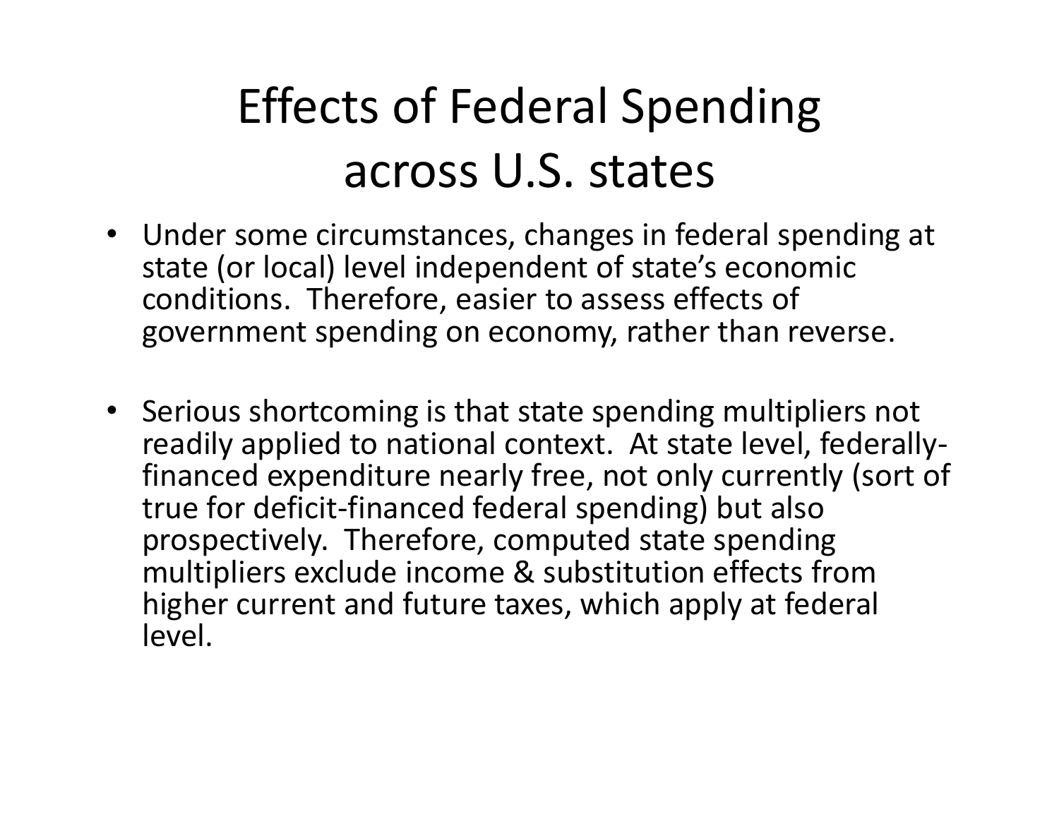# Effects of Federal Spending across U.S. states

- Under some circumstances, changes in federal spending at state (or local) level independent of state's economic conditions. Therefore, easier to assess effects of government spending on economy, rather than reverse.

- Serious shortcoming is that state spending multipliers not readily applied to national context. At state level, federally-financed expenditure nearly free, not only currently (sort of true for deficit-financed federal spending) but also prospectively. Therefore, computed state spending multipliers exclude income & substitution effects from higher current and future taxes, which apply at federal level.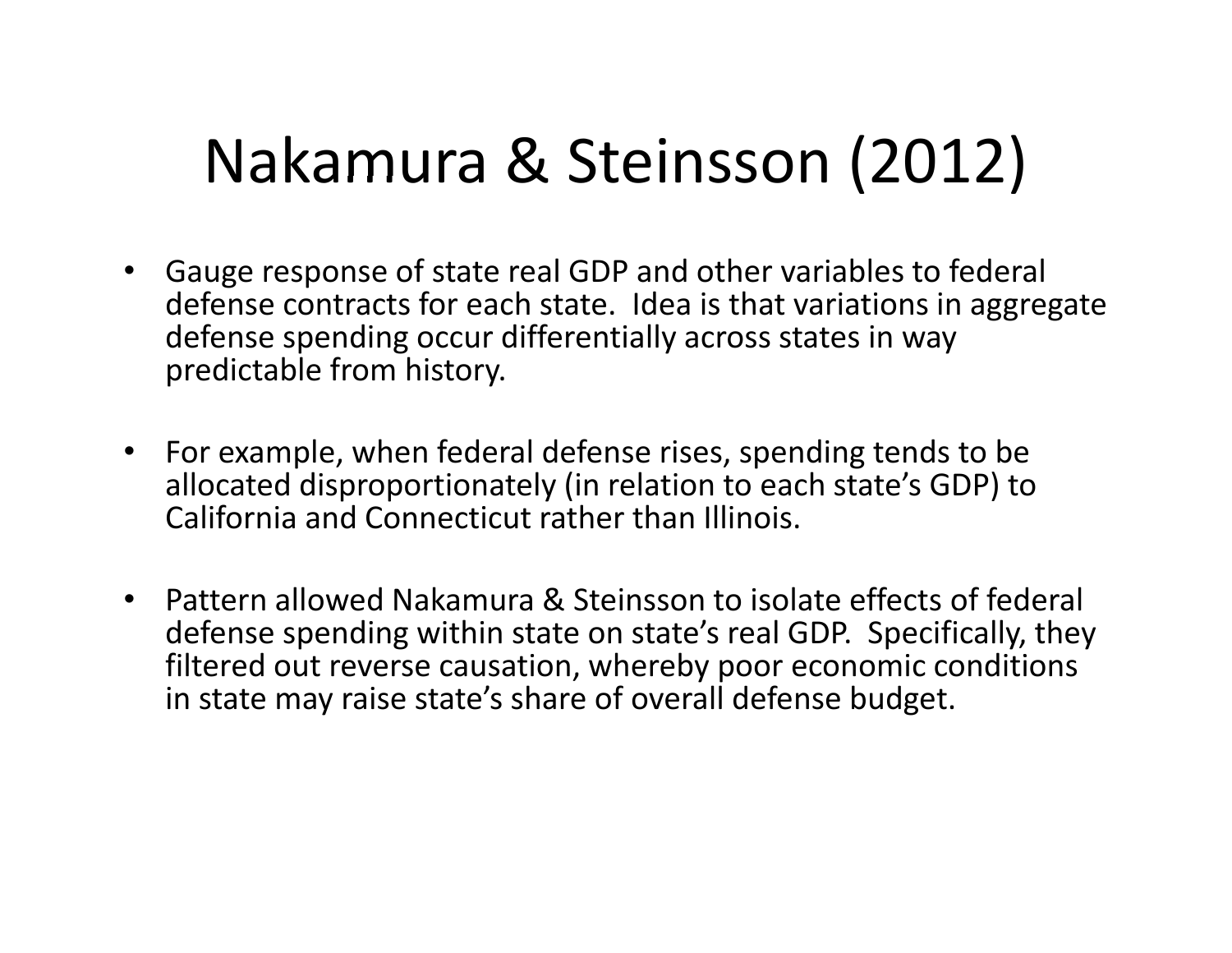# Nakamura & Steinsson (2012)

- Gauge response of state real GDP and other variables to federal defense contracts for each state. Idea is that variations in aggregate defense spending occur differentially across states in way predictable from history.
- For example, when federal defense rises, spending tends to be allocated disproportionately (in relation to each state's GDP) to California and Connecticut rather than Illinois.
- Pattern allowed Nakamura & Steinsson to isolate effects of federal defense spending within state on state's real GDP. Specifically, they filtered out reverse causation, whereby poor economic conditions in state may raise state's share of overall defense budget.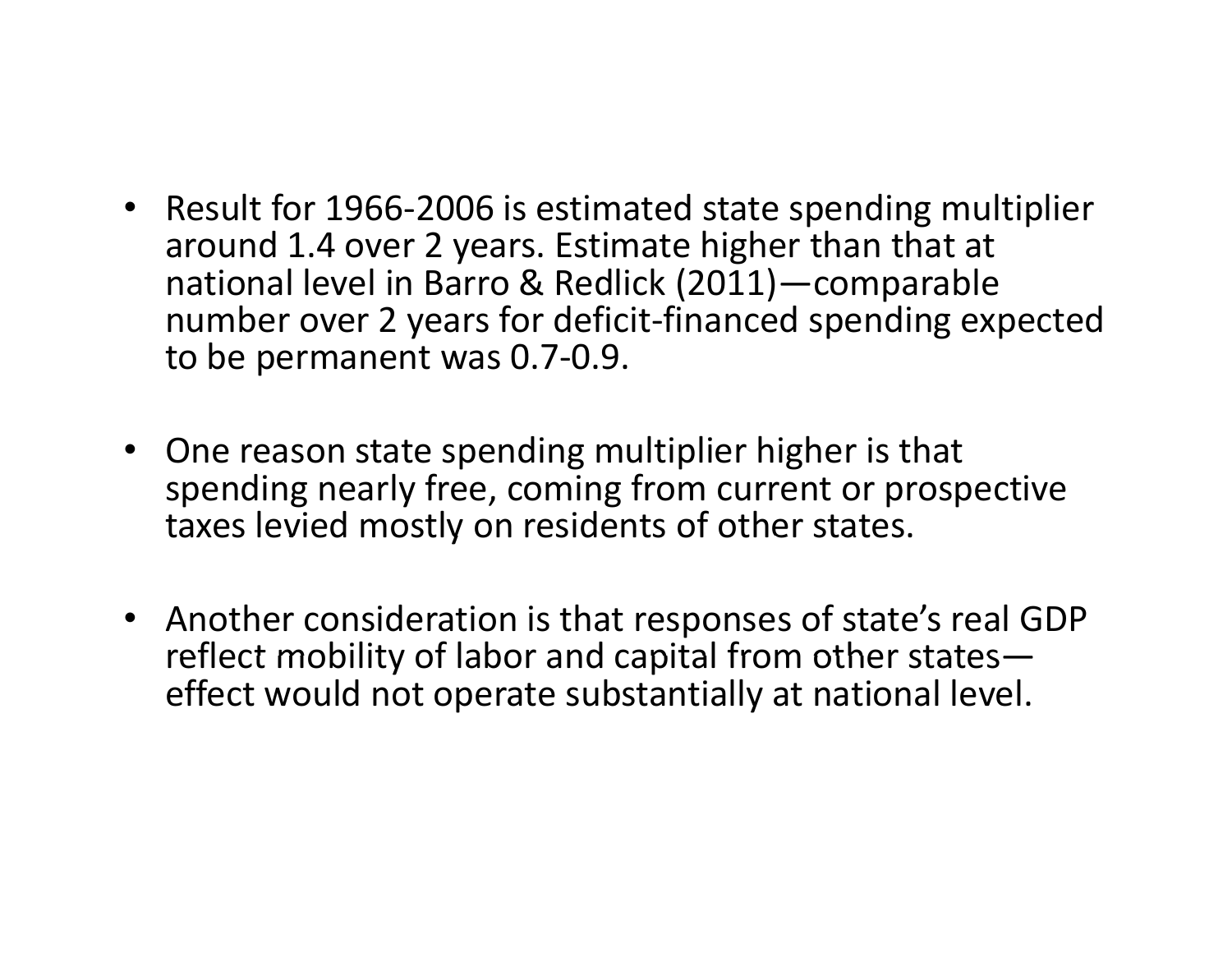- Result for 1966-2006 is estimated state spending multiplier around 1.4 over 2 years. Estimate higher than that at national level in Barro & Redlick (2011)—comparable number over 2 years for deficit-financed spending expected to be permanent was 0.7-0.9.

- One reason state spending multiplier higher is that spending nearly free, coming from current or prospective taxes levied mostly on residents of other states.

- Another consideration is that responses of state's real GDP reflect mobility of labor and capital from other states—effect would not operate substantially at national level.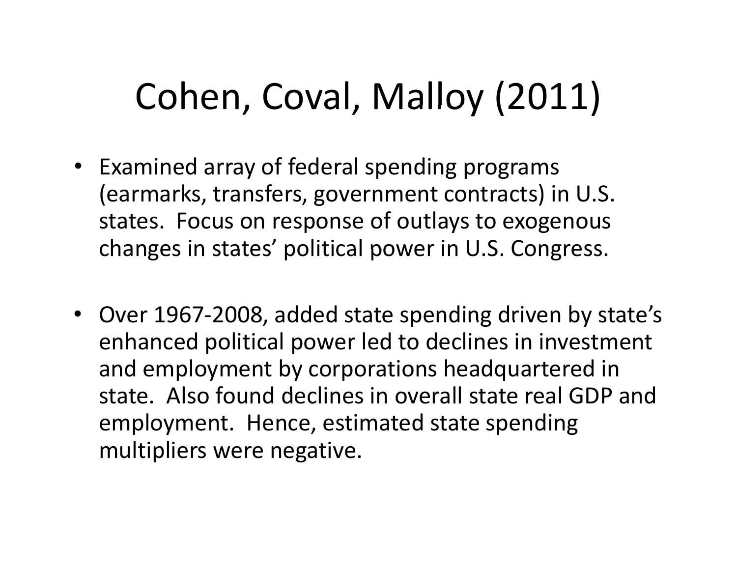# Cohen, Coval, Malloy (2011)

- Examined array of federal spending programs (earmarks, transfers, government contracts) in U.S. states. Focus on response of outlays to exogenous changes in states' political power in U.S. Congress.
- Over 1967-2008, added state spending driven by state's enhanced political power led to declines in investment and employment by corporations headquartered in state. Also found declines in overall state real GDP and employment. Hence, estimated state spending multipliers were negative.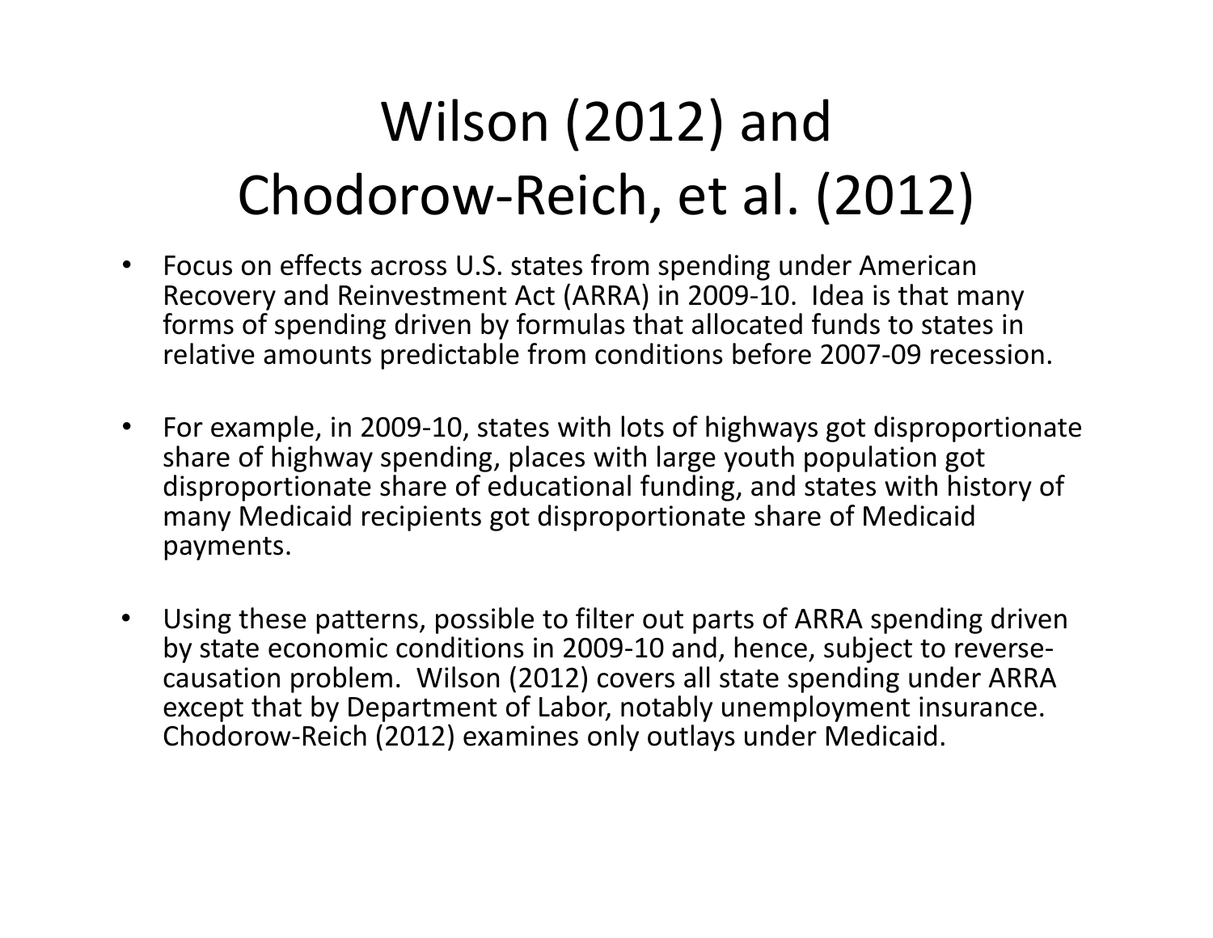# Wilson (2012) and Chodorow-Reich, et al. (2012)

- Focus on effects across U.S. states from spending under American Recovery and Reinvestment Act (ARRA) in 2009-10. Idea is that many forms of spending driven by formulas that allocated funds to states in relative amounts predictable from conditions before 2007-09 recession.

- For example, in 2009-10, states with lots of highways got disproportionate share of highway spending, places with large youth population got disproportionate share of educational funding, and states with history of many Medicaid recipients got disproportionate share of Medicaid payments.

- Using these patterns, possible to filter out parts of ARRA spending driven by state economic conditions in 2009-10 and, hence, subject to reverse-causation problem. Wilson (2012) covers all state spending under ARRA except that by Department of Labor, notably unemployment insurance. Chodorow-Reich (2012) examines only outlays under Medicaid.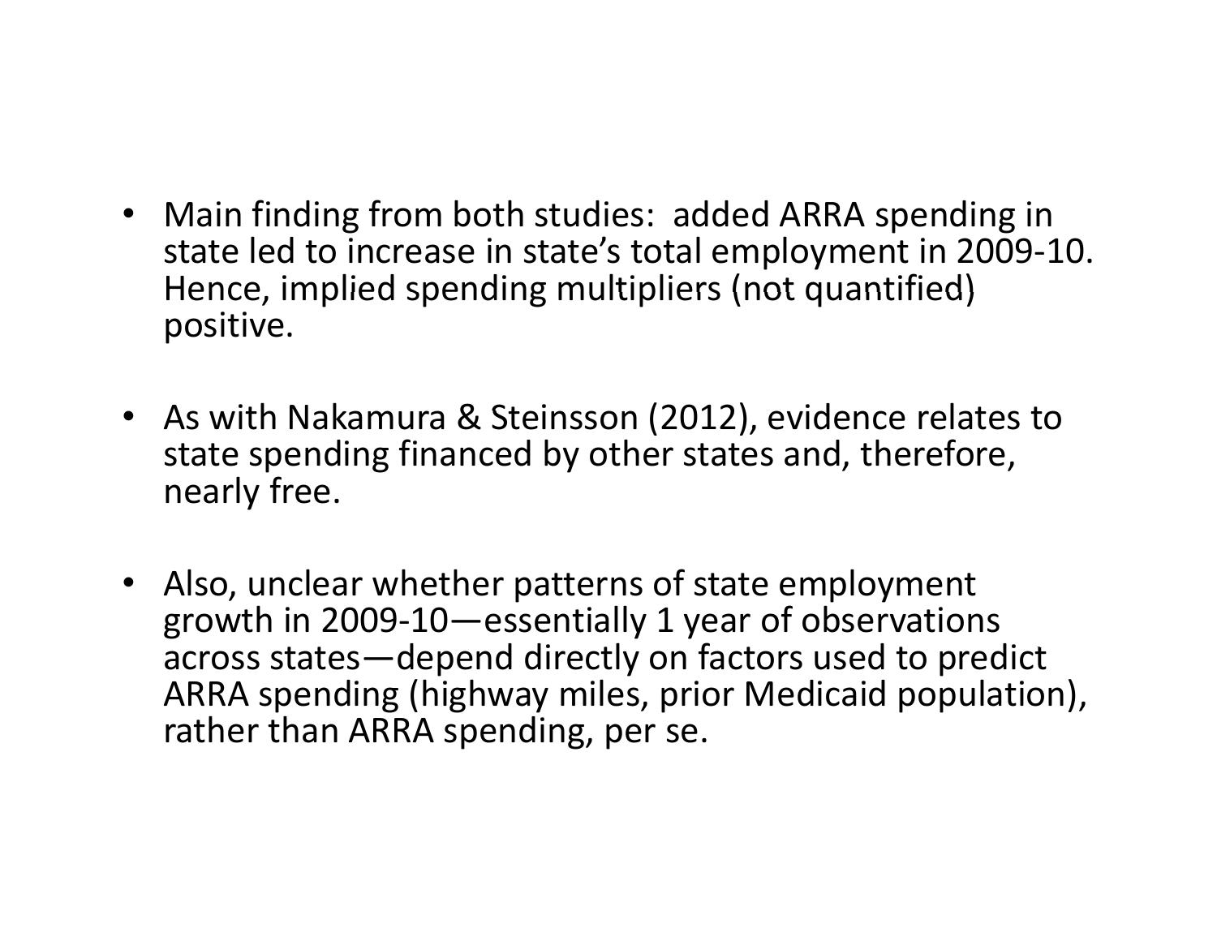- Main finding from both studies: added ARRA spending in state led to increase in state's total employment in 2009-10. Hence, implied spending multipliers (not quantified) positive.

- As with Nakamura & Steinsson (2012), evidence relates to state spending financed by other states and, therefore, nearly free.

- Also, unclear whether patterns of state employment growth in 2009-10—essentially 1 year of observations across states—depend directly on factors used to predict ARRA spending (highway miles, prior Medicaid population), rather than ARRA spending, per se.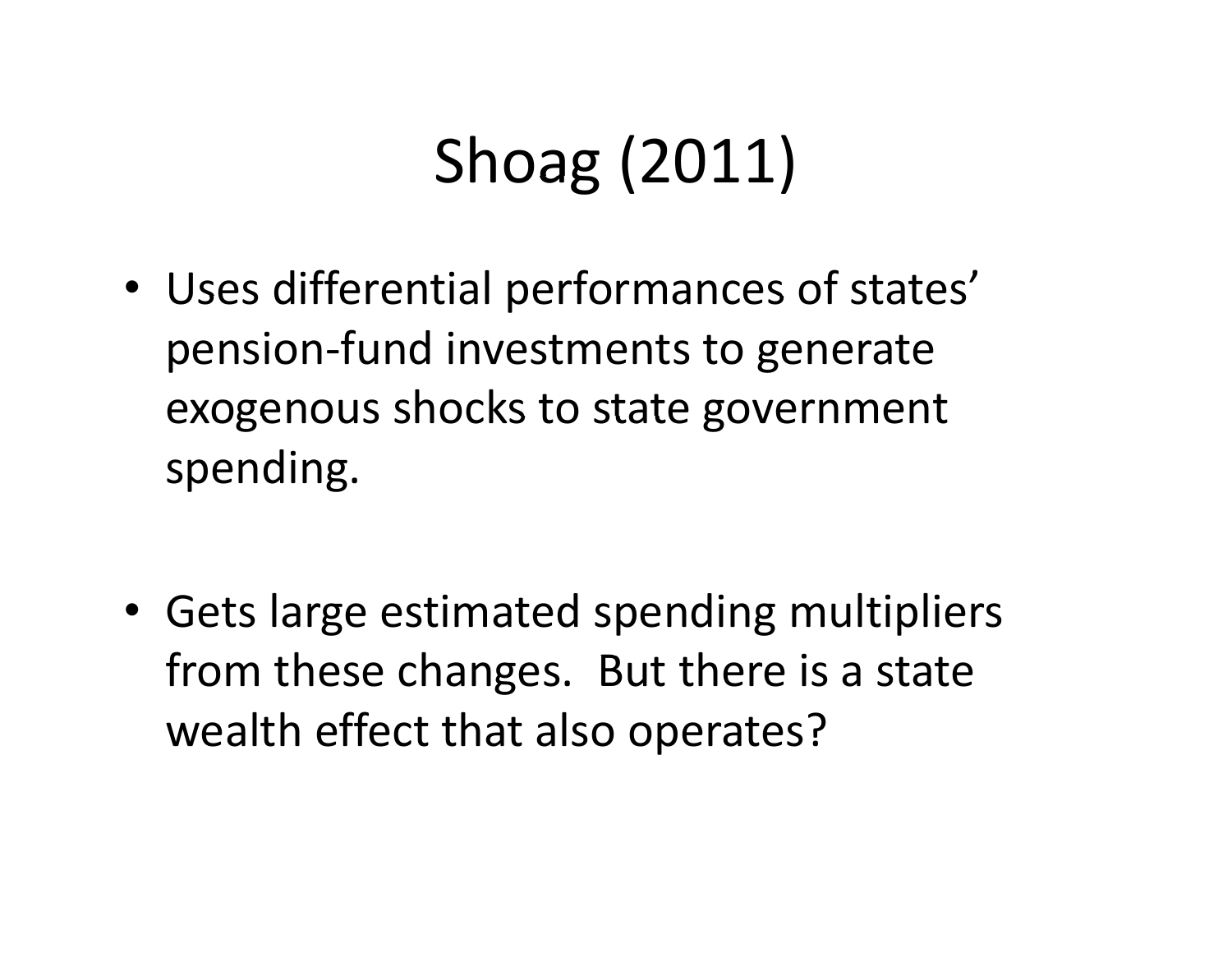# Shoag (2011)

- Uses differential performances of states' pension-fund investments to generate exogenous shocks to state government spending.

- Gets large estimated spending multipliers from these changes. But there is a state wealth effect that also operates?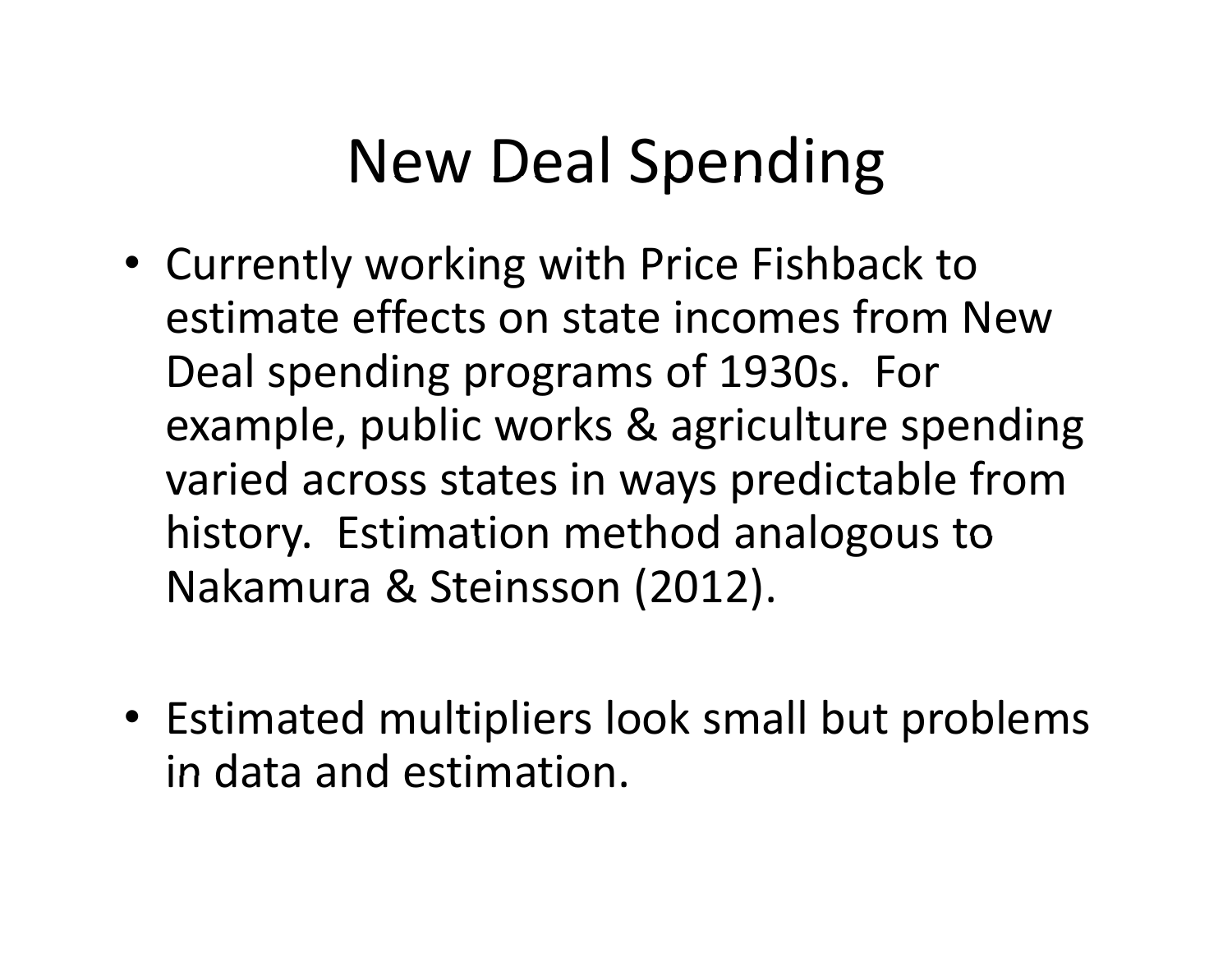# New Deal Spending

- Currently working with Price Fishback to estimate effects on state incomes from New Deal spending programs of 1930s. For example, public works & agriculture spending varied across states in ways predictable from history. Estimation method analogous to Nakamura & Steinsson (2012).

- Estimated multipliers look small but problems in data and estimation.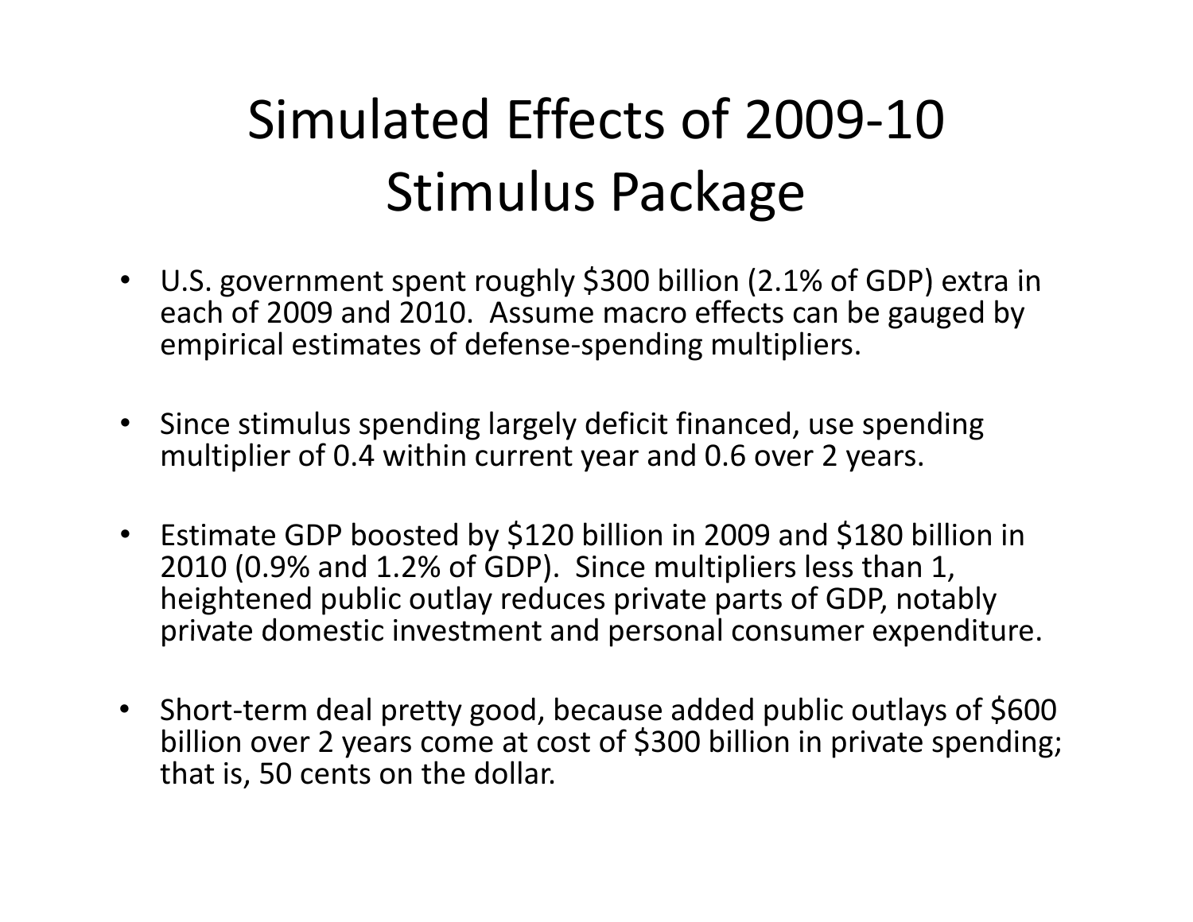# Simulated Effects of 2009-10 Stimulus Package

- U.S. government spent roughly $300 billion (2.1% of GDP) extra in each of 2009 and 2010. Assume macro effects can be gauged by empirical estimates of defense-spending multipliers.
- Since stimulus spending largely deficit financed, use spending multiplier of 0.4 within current year and 0.6 over 2 years.
- Estimate GDP boosted by $120 billion in 2009 and $180 billion in 2010 (0.9% and 1.2% of GDP). Since multipliers less than 1, heightened public outlay reduces private parts of GDP, notably private domestic investment and personal consumer expenditure.
- Short-term deal pretty good, because added public outlays of $600 billion over 2 years come at cost of $300 billion in private spending; that is, 50 cents on the dollar.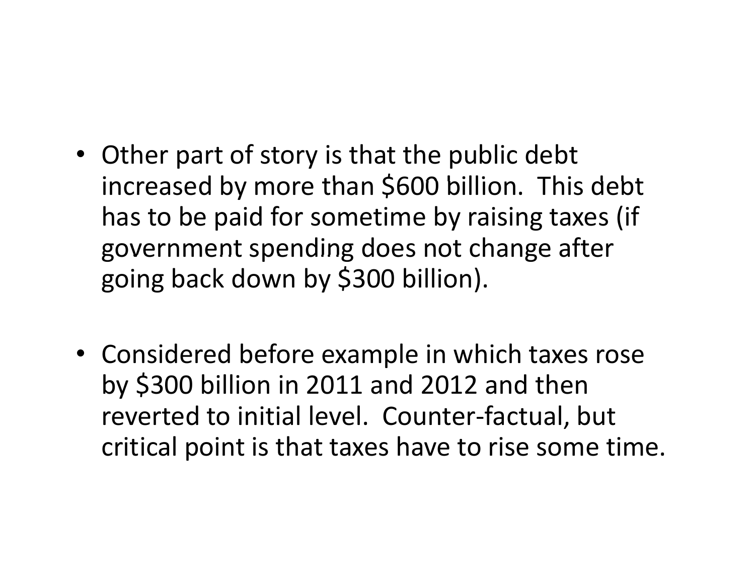- Other part of story is that the public debt increased by more than $600 billion. This debt has to be paid for sometime by raising taxes (if government spending does not change after going back down by $300 billion).

- Considered before example in which taxes rose by $300 billion in 2011 and 2012 and then reverted to initial level. Counter-factual, but critical point is that taxes have to rise some time.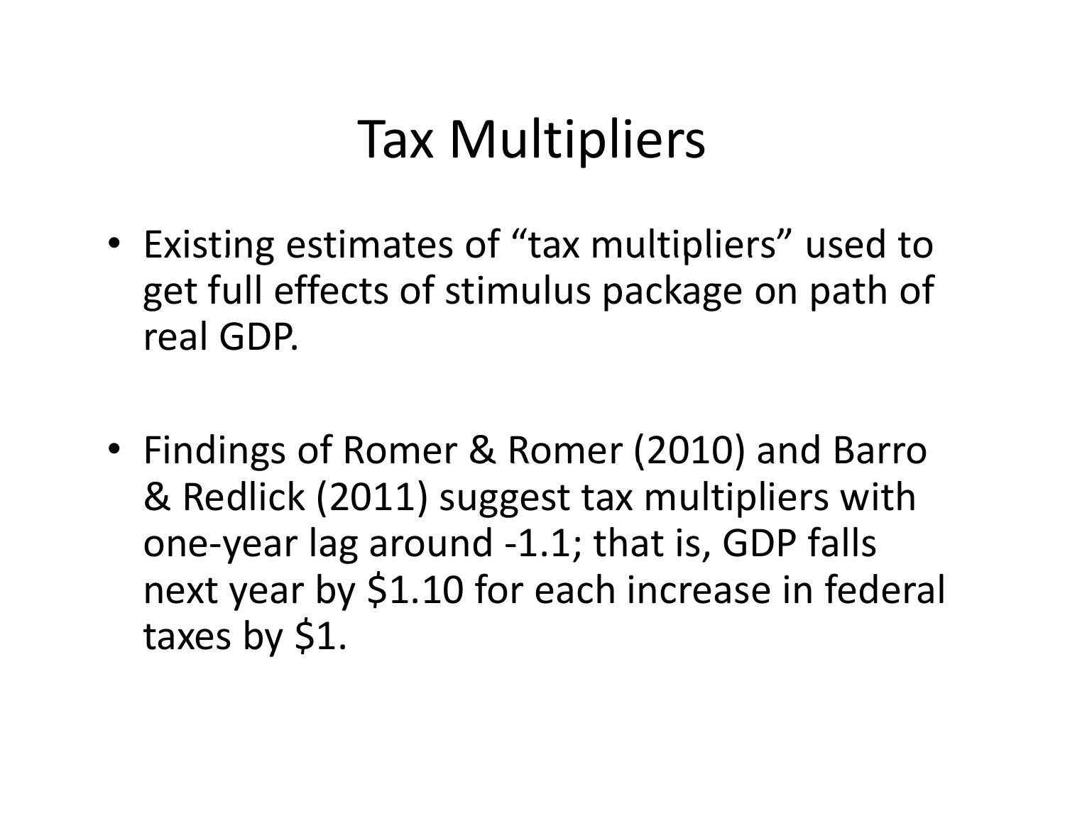# Tax Multipliers

- Existing estimates of “tax multipliers” used to get full effects of stimulus package on path of real GDP.

- Findings of Romer & Romer (2010) and Barro & Redlick (2011) suggest tax multipliers with one-year lag around -1.1; that is, GDP falls next year by $1.10 for each increase in federal taxes by $1.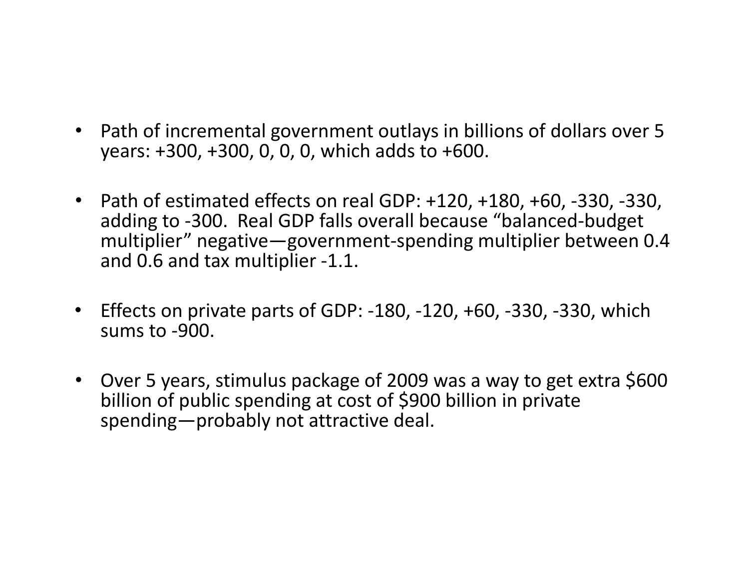- Path of incremental government outlays in billions of dollars over 5 years: +300, +300, 0, 0, 0, which adds to +600.
- Path of estimated effects on real GDP: +120, +180, +60, -330, -330, adding to -300. Real GDP falls overall because "balanced-budget multiplier" negative—government-spending multiplier between 0.4 and 0.6 and tax multiplier -1.1.
- Effects on private parts of GDP: -180, -120, +60, -330, -330, which sums to -900.
- Over 5 years, stimulus package of 2009 was a way to get extra $600 billion of public spending at cost of $900 billion in private spending—probably not attractive deal.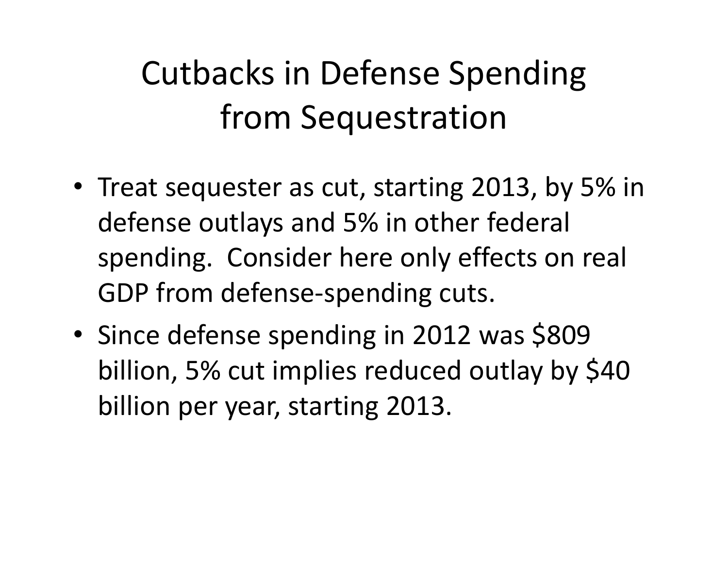# Cutbacks in Defense Spending from Sequestration

- Treat sequester as cut, starting 2013, by 5% in defense outlays and 5% in other federal spending. Consider here only effects on real GDP from defense-spending cuts.
- Since defense spending in 2012 was $809 billion, 5% cut implies reduced outlay by $40 billion per year, starting 2013.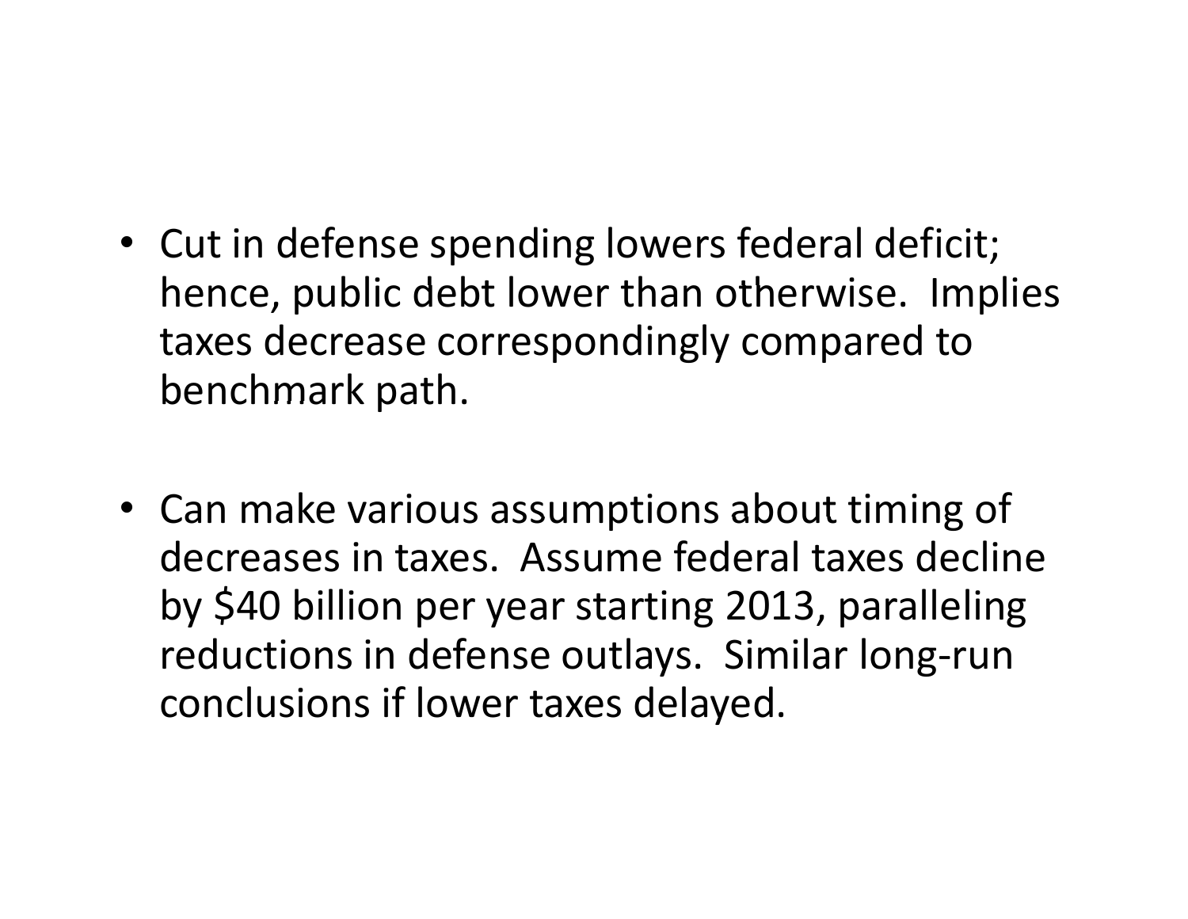- Cut in defense spending lowers federal deficit; hence, public debt lower than otherwise. Implies taxes decrease correspondingly compared to benchmark path.

- Can make various assumptions about timing of decreases in taxes. Assume federal taxes decline by $40 billion per year starting 2013, paralleling reductions in defense outlays. Similar long-run conclusions if lower taxes delayed.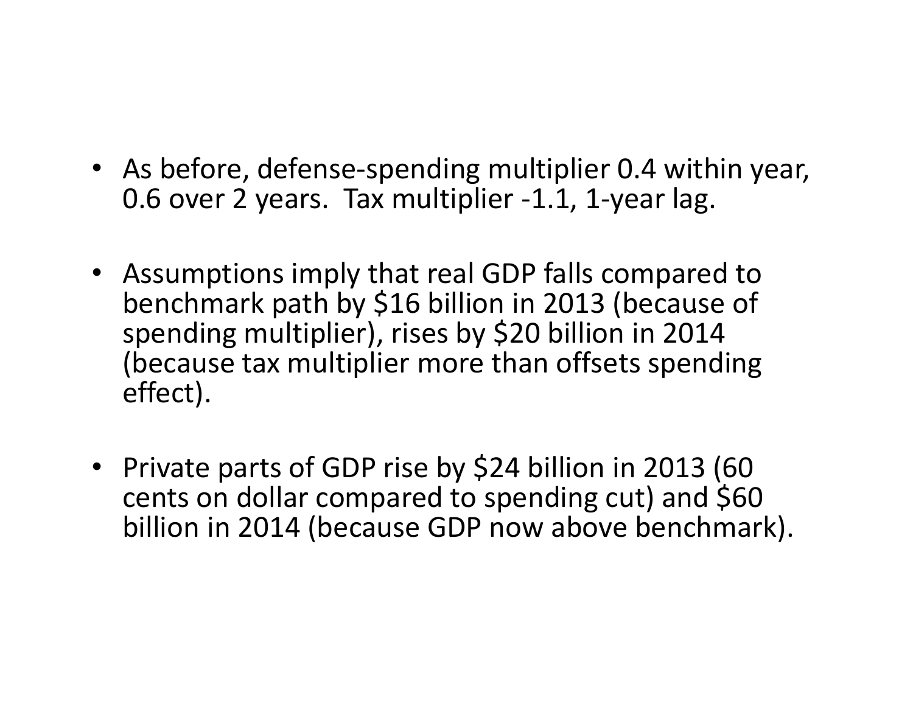- As before, defense-spending multiplier 0.4 within year, 0.6 over 2 years. Tax multiplier -1.1, 1-year lag.

- Assumptions imply that real GDP falls compared to benchmark path by $16 billion in 2013 (because of spending multiplier), rises by $20 billion in 2014 (because tax multiplier more than offsets spending effect).

- Private parts of GDP rise by $24 billion in 2013 (60 cents on dollar compared to spending cut) and $60 billion in 2014 (because GDP now above benchmark).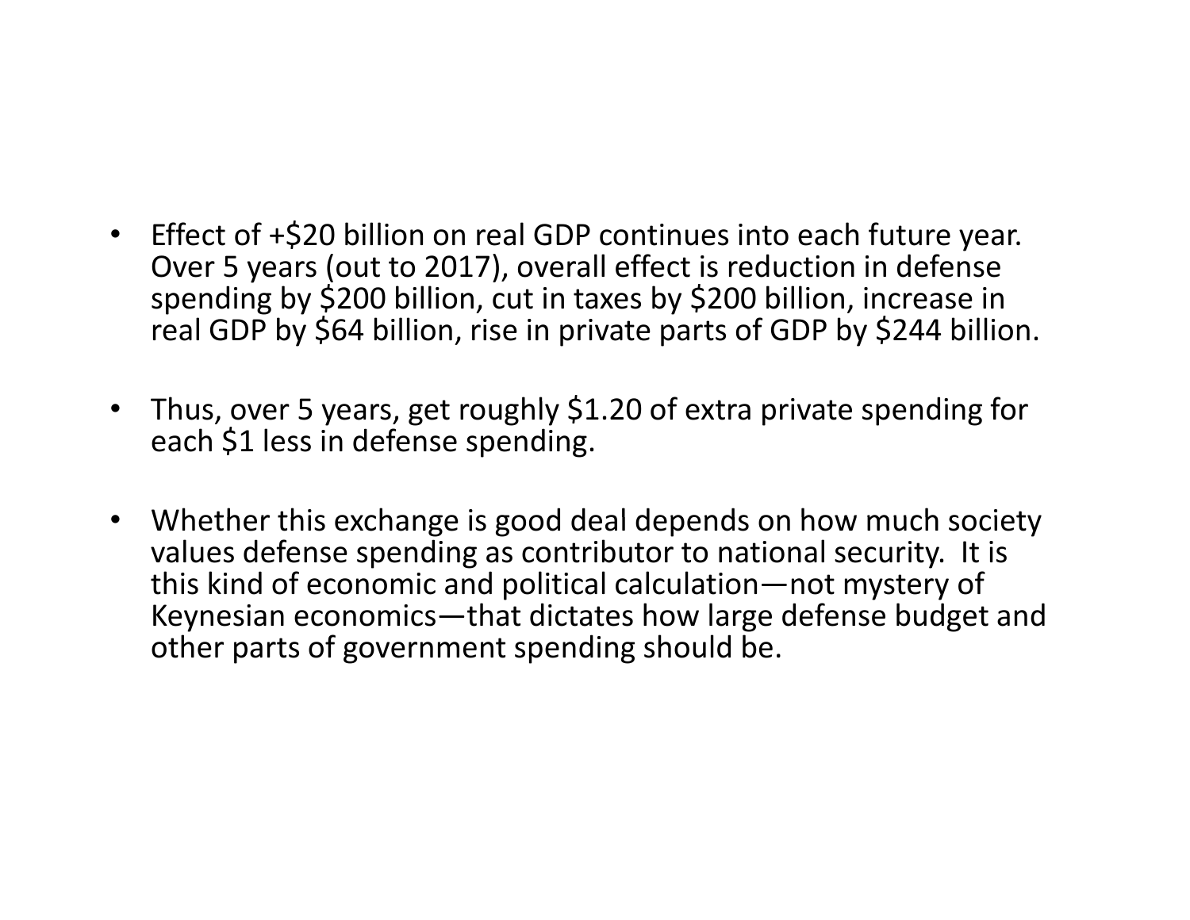- Effect of +$20 billion on real GDP continues into each future year. Over 5 years (out to 2017), overall effect is reduction in defense spending by $200 billion, cut in taxes by $200 billion, increase in real GDP by $64 billion, rise in private parts of GDP by $244 billion.

- Thus, over 5 years, get roughly $1.20 of extra private spending for each $1 less in defense spending.

- Whether this exchange is good deal depends on how much society values defense spending as contributor to national security. It is this kind of economic and political calculation—not mystery of Keynesian economics—that dictates how large defense budget and other parts of government spending should be.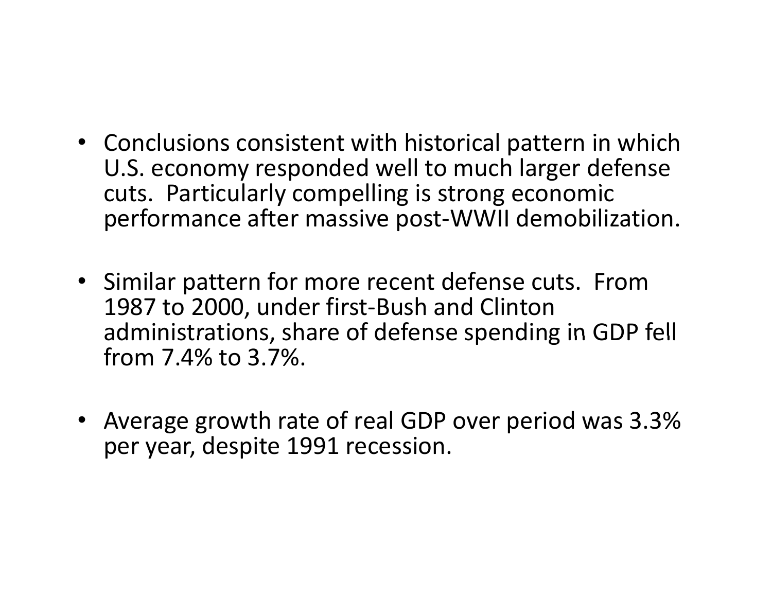- Conclusions consistent with historical pattern in which U.S. economy responded well to much larger defense cuts. Particularly compelling is strong economic performance after massive post-WWII demobilization.

- Similar pattern for more recent defense cuts. From 1987 to 2000, under first-Bush and Clinton administrations, share of defense spending in GDP fell from 7.4% to 3.7%.

- Average growth rate of real GDP over period was 3.3% per year, despite 1991 recession.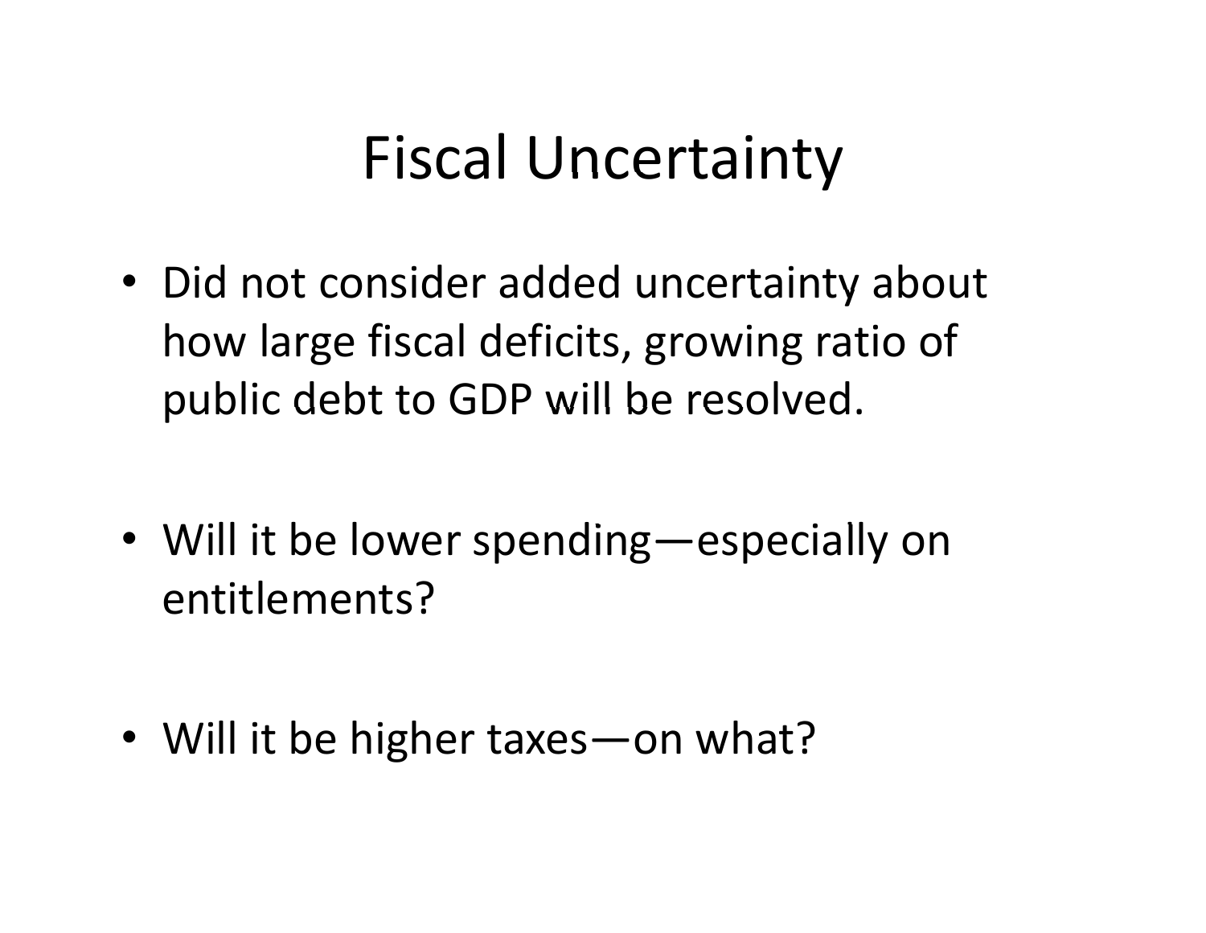# Fiscal Uncertainty

- Did not consider added uncertainty about how large fiscal deficits, growing ratio of public debt to GDP will be resolved.

- Will it be lower spending—especially on entitlements?

- Will it be higher taxes—on what?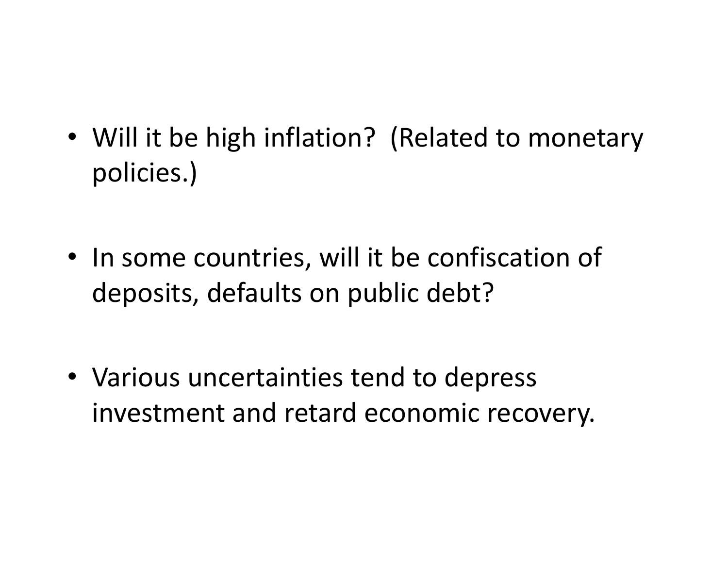- Will it be high inflation? (Related to monetary policies.)

- In some countries, will it be confiscation of deposits, defaults on public debt?

- Various uncertainties tend to depress investment and retard economic recovery.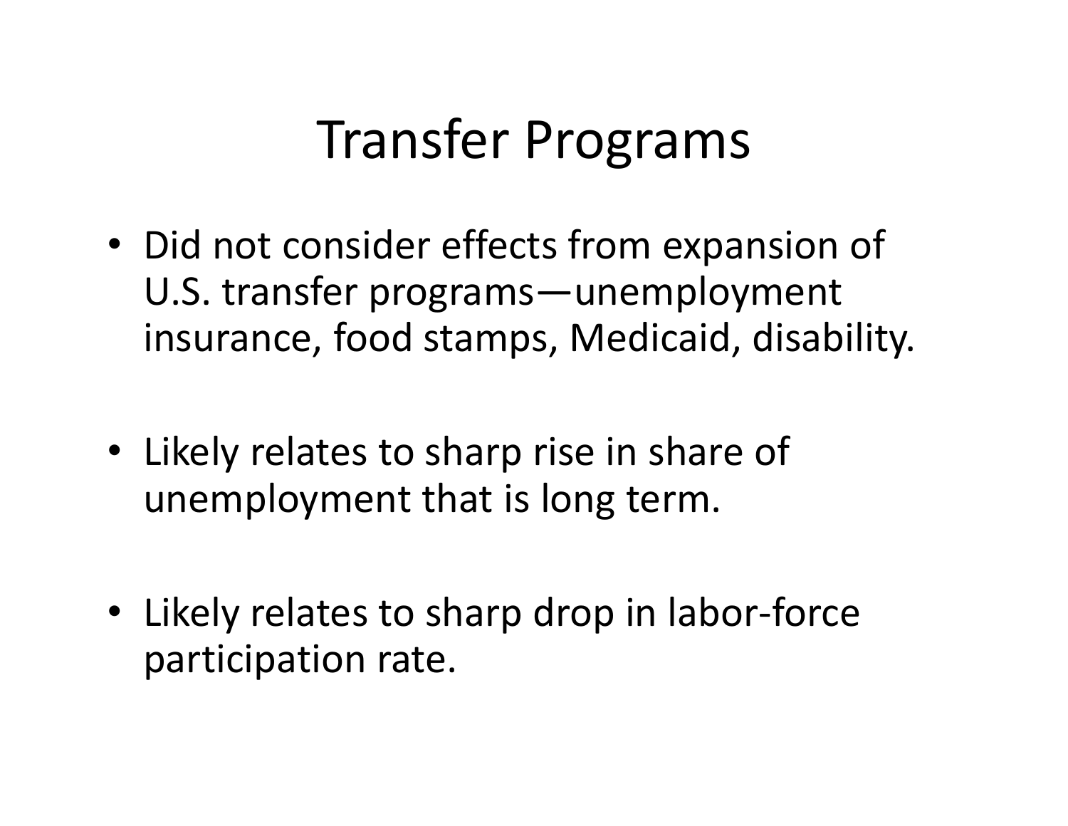# Transfer Programs

- Did not consider effects from expansion of U.S. transfer programs—unemployment insurance, food stamps, Medicaid, disability.

- Likely relates to sharp rise in share of unemployment that is long term.

- Likely relates to sharp drop in labor-force participation rate.